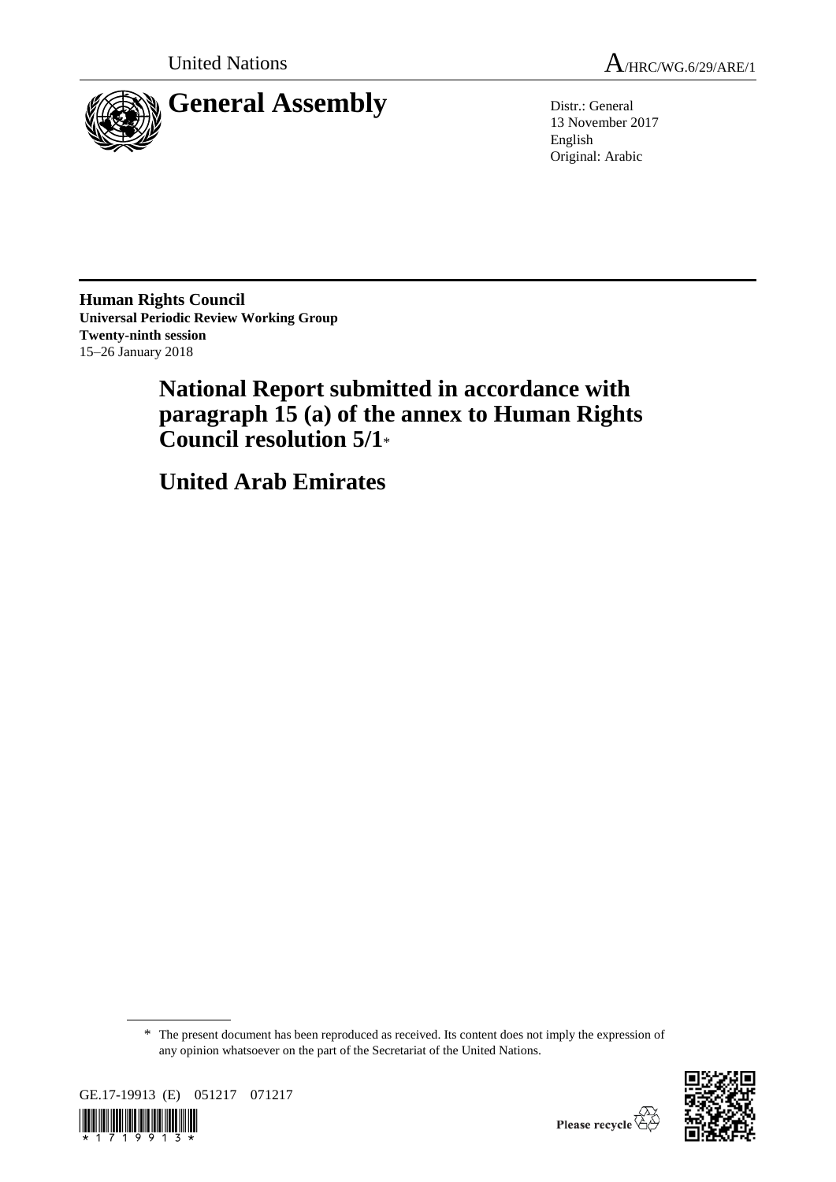United Nations

A/HRC/WG.6/29/ARE/1

# General Assembly

Distr.: General
13 November 2017
English
Original: Arabic

**Human Rights Council**
**Universal Periodic Review Working Group**
**Twenty-ninth session**
15–26 January 2018

# National Report submitted in accordance with paragraph 15 (a) of the annex to Human Rights Council resolution 5/1*

# United Arab Emirates

\* The present document has been reproduced as received. Its content does not imply the expression of any opinion whatsoever on the part of the Secretariat of the United Nations.

GE.17-19913 (E) 051217 071217

Please recycle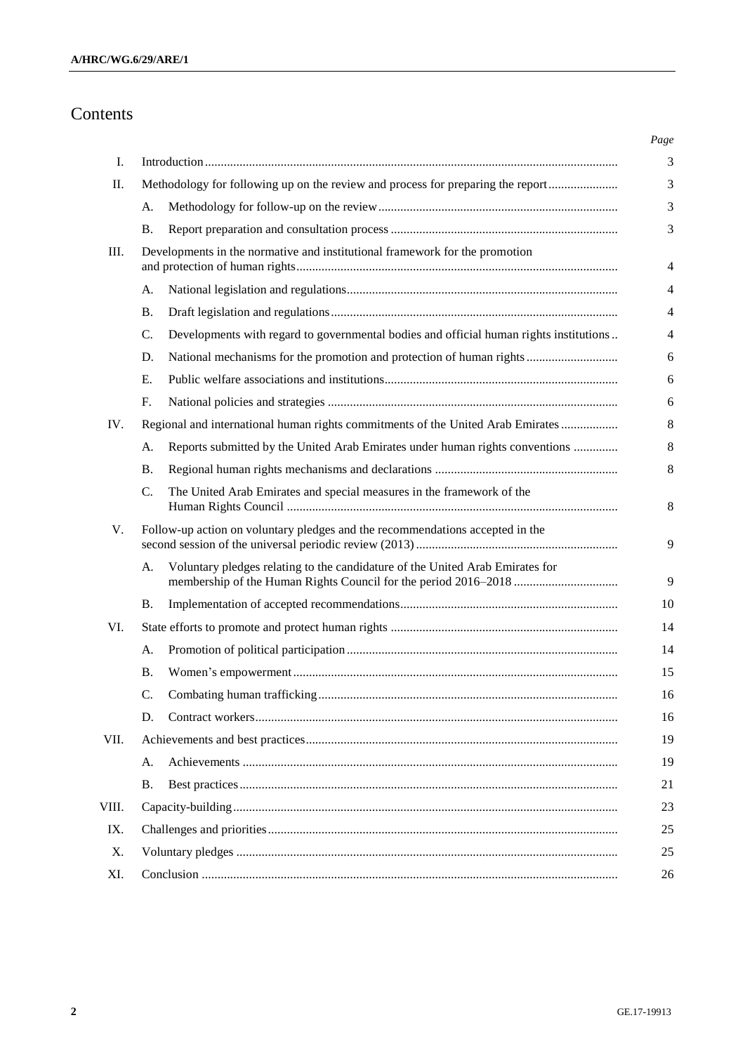# Contents

| | | Page |
|---|---|---|
| I. | Introduction | 3 |
| II. | Methodology for following up on the review and process for preparing the report | 3 |
| | A. Methodology for follow-up on the review | 3 |
| | B. Report preparation and consultation process | 3 |
| III. | Developments in the normative and institutional framework for the promotion and protection of human rights | 4 |
| | A. National legislation and regulations | 4 |
| | B. Draft legislation and regulations | 4 |
| | C. Developments with regard to governmental bodies and official human rights institutions | 4 |
| | D. National mechanisms for the promotion and protection of human rights | 6 |
| | E. Public welfare associations and institutions | 6 |
| | F. National policies and strategies | 6 |
| IV. | Regional and international human rights commitments of the United Arab Emirates | 8 |
| | A. Reports submitted by the United Arab Emirates under human rights conventions | 8 |
| | B. Regional human rights mechanisms and declarations | 8 |
| | C. The United Arab Emirates and special measures in the framework of the Human Rights Council | 8 |
| V. | Follow-up action on voluntary pledges and the recommendations accepted in the second session of the universal periodic review (2013) | 9 |
| | A. Voluntary pledges relating to the candidature of the United Arab Emirates for membership of the Human Rights Council for the period 2016–2018 | 9 |
| | B. Implementation of accepted recommendations | 10 |
| VI. | State efforts to promote and protect human rights | 14 |
| | A. Promotion of political participation | 14 |
| | B. Women's empowerment | 15 |
| | C. Combating human trafficking | 16 |
| | D. Contract workers | 16 |
| VII. | Achievements and best practices | 19 |
| | A. Achievements | 19 |
| | B. Best practices | 21 |
| VIII. | Capacity-building | 23 |
| IX. | Challenges and priorities | 25 |
| X. | Voluntary pledges | 25 |
| XI. | Conclusion | 26 |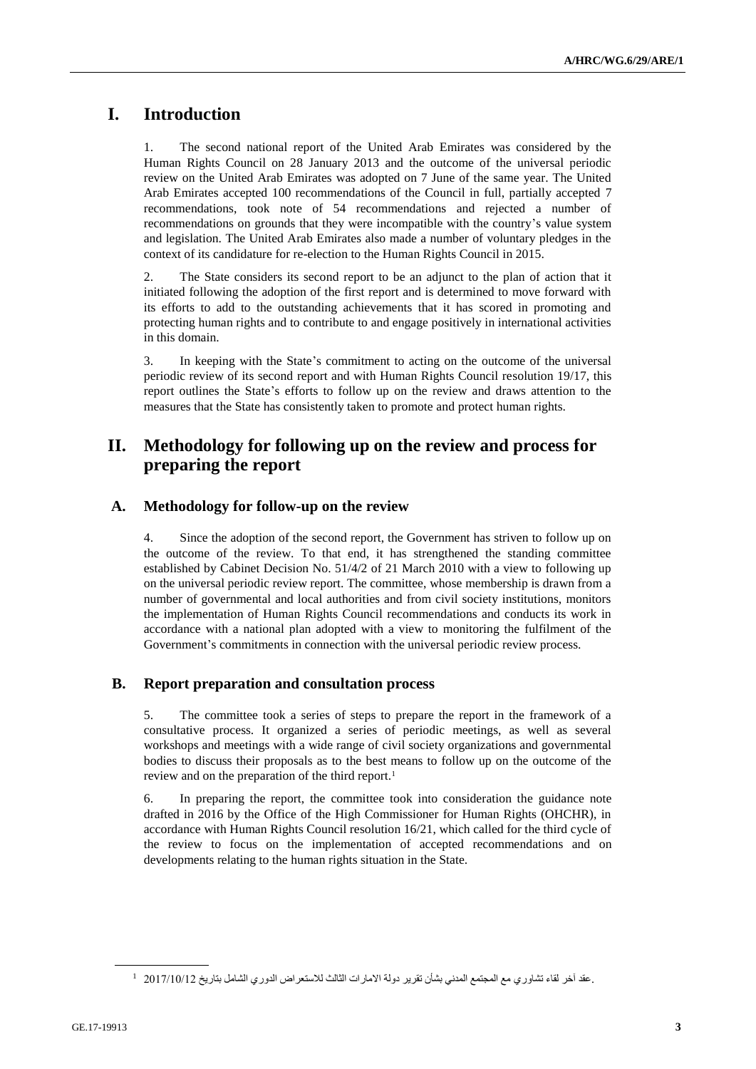# I. Introduction

1. The second national report of the United Arab Emirates was considered by the Human Rights Council on 28 January 2013 and the outcome of the universal periodic review on the United Arab Emirates was adopted on 7 June of the same year. The United Arab Emirates accepted 100 recommendations of the Council in full, partially accepted 7 recommendations, took note of 54 recommendations and rejected a number of recommendations on grounds that they were incompatible with the country's value system and legislation. The United Arab Emirates also made a number of voluntary pledges in the context of its candidature for re-election to the Human Rights Council in 2015.

2. The State considers its second report to be an adjunct to the plan of action that it initiated following the adoption of the first report and is determined to move forward with its efforts to add to the outstanding achievements that it has scored in promoting and protecting human rights and to contribute to and engage positively in international activities in this domain.

3. In keeping with the State's commitment to acting on the outcome of the universal periodic review of its second report and with Human Rights Council resolution 19/17, this report outlines the State's efforts to follow up on the review and draws attention to the measures that the State has consistently taken to promote and protect human rights.

# II. Methodology for following up on the review and process for preparing the report

## A. Methodology for follow-up on the review

4. Since the adoption of the second report, the Government has striven to follow up on the outcome of the review. To that end, it has strengthened the standing committee established by Cabinet Decision No. 51/4/2 of 21 March 2010 with a view to following up on the universal periodic review report. The committee, whose membership is drawn from a number of governmental and local authorities and from civil society institutions, monitors the implementation of Human Rights Council recommendations and conducts its work in accordance with a national plan adopted with a view to monitoring the fulfilment of the Government's commitments in connection with the universal periodic review process.

## B. Report preparation and consultation process

5. The committee took a series of steps to prepare the report in the framework of a consultative process. It organized a series of periodic meetings, as well as several workshops and meetings with a wide range of civil society organizations and governmental bodies to discuss their proposals as to the best means to follow up on the outcome of the review and on the preparation of the third report.[1]

6. In preparing the report, the committee took into consideration the guidance note drafted in 2016 by the Office of the High Commissioner for Human Rights (OHCHR), in accordance with Human Rights Council resolution 16/21, which called for the third cycle of the review to focus on the implementation of accepted recommendations and on developments relating to the human rights situation in the State.

---

[1] عقد آخر لقاء تشاوري مع المجتمع المدني بشأن تقرير دولة الامارات الثالث للاستعراض الدوري الشامل بتاريخ 2017/10/12.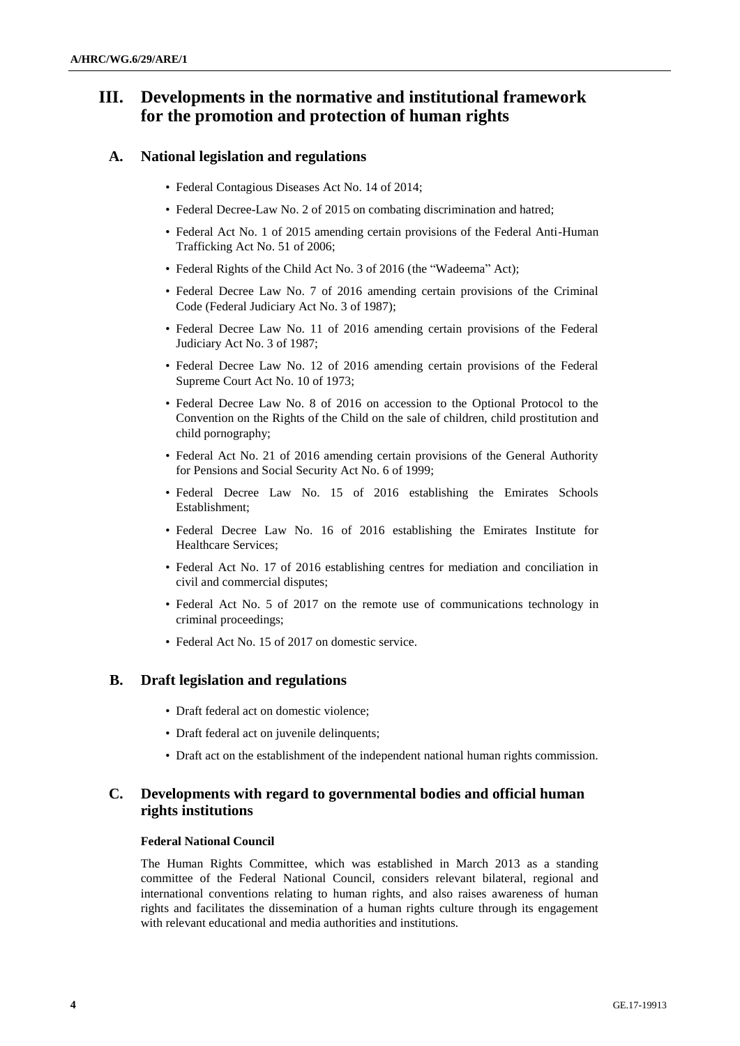# III. Developments in the normative and institutional framework for the promotion and protection of human rights

## A. National legislation and regulations

- Federal Contagious Diseases Act No. 14 of 2014;
- Federal Decree-Law No. 2 of 2015 on combating discrimination and hatred;
- Federal Act No. 1 of 2015 amending certain provisions of the Federal Anti-Human Trafficking Act No. 51 of 2006;
- Federal Rights of the Child Act No. 3 of 2016 (the "Wadeema" Act);
- Federal Decree Law No. 7 of 2016 amending certain provisions of the Criminal Code (Federal Judiciary Act No. 3 of 1987);
- Federal Decree Law No. 11 of 2016 amending certain provisions of the Federal Judiciary Act No. 3 of 1987;
- Federal Decree Law No. 12 of 2016 amending certain provisions of the Federal Supreme Court Act No. 10 of 1973;
- Federal Decree Law No. 8 of 2016 on accession to the Optional Protocol to the Convention on the Rights of the Child on the sale of children, child prostitution and child pornography;
- Federal Act No. 21 of 2016 amending certain provisions of the General Authority for Pensions and Social Security Act No. 6 of 1999;
- Federal Decree Law No. 15 of 2016 establishing the Emirates Schools Establishment;
- Federal Decree Law No. 16 of 2016 establishing the Emirates Institute for Healthcare Services;
- Federal Act No. 17 of 2016 establishing centres for mediation and conciliation in civil and commercial disputes;
- Federal Act No. 5 of 2017 on the remote use of communications technology in criminal proceedings;
- Federal Act No. 15 of 2017 on domestic service.

## B. Draft legislation and regulations

- Draft federal act on domestic violence;
- Draft federal act on juvenile delinquents;
- Draft act on the establishment of the independent national human rights commission.

## C. Developments with regard to governmental bodies and official human rights institutions

**Federal National Council**

The Human Rights Committee, which was established in March 2013 as a standing committee of the Federal National Council, considers relevant bilateral, regional and international conventions relating to human rights, and also raises awareness of human rights and facilitates the dissemination of a human rights culture through its engagement with relevant educational and media authorities and institutions.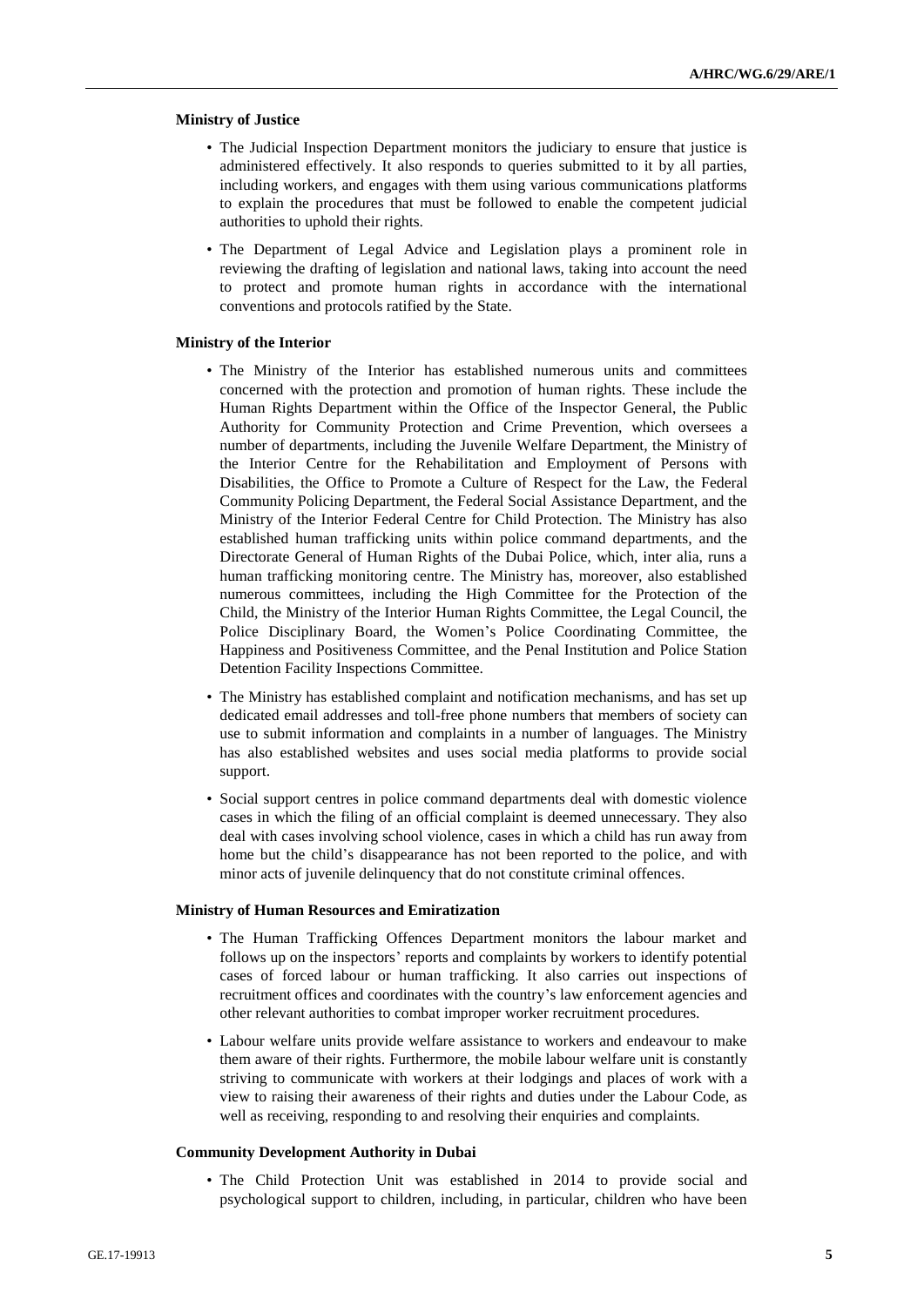**Ministry of Justice**

- The Judicial Inspection Department monitors the judiciary to ensure that justice is administered effectively. It also responds to queries submitted to it by all parties, including workers, and engages with them using various communications platforms to explain the procedures that must be followed to enable the competent judicial authorities to uphold their rights.
- The Department of Legal Advice and Legislation plays a prominent role in reviewing the drafting of legislation and national laws, taking into account the need to protect and promote human rights in accordance with the international conventions and protocols ratified by the State.

**Ministry of the Interior**

- The Ministry of the Interior has established numerous units and committees concerned with the protection and promotion of human rights. These include the Human Rights Department within the Office of the Inspector General, the Public Authority for Community Protection and Crime Prevention, which oversees a number of departments, including the Juvenile Welfare Department, the Ministry of the Interior Centre for the Rehabilitation and Employment of Persons with Disabilities, the Office to Promote a Culture of Respect for the Law, the Federal Community Policing Department, the Federal Social Assistance Department, and the Ministry of the Interior Federal Centre for Child Protection. The Ministry has also established human trafficking units within police command departments, and the Directorate General of Human Rights of the Dubai Police, which, inter alia, runs a human trafficking monitoring centre. The Ministry has, moreover, also established numerous committees, including the High Committee for the Protection of the Child, the Ministry of the Interior Human Rights Committee, the Legal Council, the Police Disciplinary Board, the Women's Police Coordinating Committee, the Happiness and Positiveness Committee, and the Penal Institution and Police Station Detention Facility Inspections Committee.
- The Ministry has established complaint and notification mechanisms, and has set up dedicated email addresses and toll-free phone numbers that members of society can use to submit information and complaints in a number of languages. The Ministry has also established websites and uses social media platforms to provide social support.
- Social support centres in police command departments deal with domestic violence cases in which the filing of an official complaint is deemed unnecessary. They also deal with cases involving school violence, cases in which a child has run away from home but the child's disappearance has not been reported to the police, and with minor acts of juvenile delinquency that do not constitute criminal offences.

**Ministry of Human Resources and Emiratization**

- The Human Trafficking Offences Department monitors the labour market and follows up on the inspectors' reports and complaints by workers to identify potential cases of forced labour or human trafficking. It also carries out inspections of recruitment offices and coordinates with the country's law enforcement agencies and other relevant authorities to combat improper worker recruitment procedures.
- Labour welfare units provide welfare assistance to workers and endeavour to make them aware of their rights. Furthermore, the mobile labour welfare unit is constantly striving to communicate with workers at their lodgings and places of work with a view to raising their awareness of their rights and duties under the Labour Code, as well as receiving, responding to and resolving their enquiries and complaints.

**Community Development Authority in Dubai**

- The Child Protection Unit was established in 2014 to provide social and psychological support to children, including, in particular, children who have been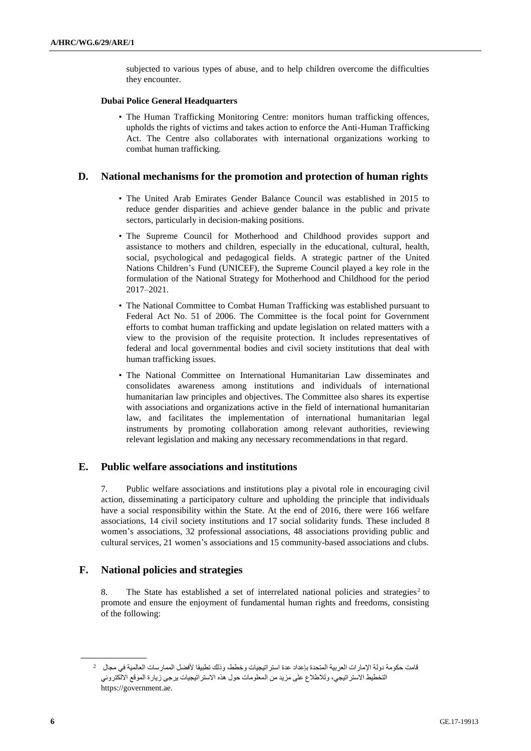subjected to various types of abuse, and to help children overcome the difficulties they encounter.

**Dubai Police General Headquarters**

- The Human Trafficking Monitoring Centre: monitors human trafficking offences, upholds the rights of victims and takes action to enforce the Anti-Human Trafficking Act. The Centre also collaborates with international organizations working to combat human trafficking.

## D. National mechanisms for the promotion and protection of human rights

- The United Arab Emirates Gender Balance Council was established in 2015 to reduce gender disparities and achieve gender balance in the public and private sectors, particularly in decision-making positions.
- The Supreme Council for Motherhood and Childhood provides support and assistance to mothers and children, especially in the educational, cultural, health, social, psychological and pedagogical fields. A strategic partner of the United Nations Children's Fund (UNICEF), the Supreme Council played a key role in the formulation of the National Strategy for Motherhood and Childhood for the period 2017–2021.
- The National Committee to Combat Human Trafficking was established pursuant to Federal Act No. 51 of 2006. The Committee is the focal point for Government efforts to combat human trafficking and update legislation on related matters with a view to the provision of the requisite protection. It includes representatives of federal and local governmental bodies and civil society institutions that deal with human trafficking issues.
- The National Committee on International Humanitarian Law disseminates and consolidates awareness among institutions and individuals of international humanitarian law principles and objectives. The Committee also shares its expertise with associations and organizations active in the field of international humanitarian law, and facilitates the implementation of international humanitarian legal instruments by promoting collaboration among relevant authorities, reviewing relevant legislation and making any necessary recommendations in that regard.

## E. Public welfare associations and institutions

7. Public welfare associations and institutions play a pivotal role in encouraging civil action, disseminating a participatory culture and upholding the principle that individuals have a social responsibility within the State. At the end of 2016, there were 166 welfare associations, 14 civil society institutions and 17 social solidarity funds. These included 8 women's associations, 32 professional associations, 48 associations providing public and cultural services, 21 women's associations and 15 community-based associations and clubs.

## F. National policies and strategies

8. The State has established a set of interrelated national policies and strategies[2] to promote and ensure the enjoyment of fundamental human rights and freedoms, consisting of the following:

[2] قامت حكومة دولة الإمارات العربية المتحدة بإعداد عدة استراتيجيات وخطط، وذلك تطبيقا لأفضل الممارسات العالمية في مجال التخطيط الاستراتيجي، وللاطلاع على مزيد من المعلومات حول هذه الاستراتيجيات يرجى زيارة الموقع الالكتروني https://government.ae.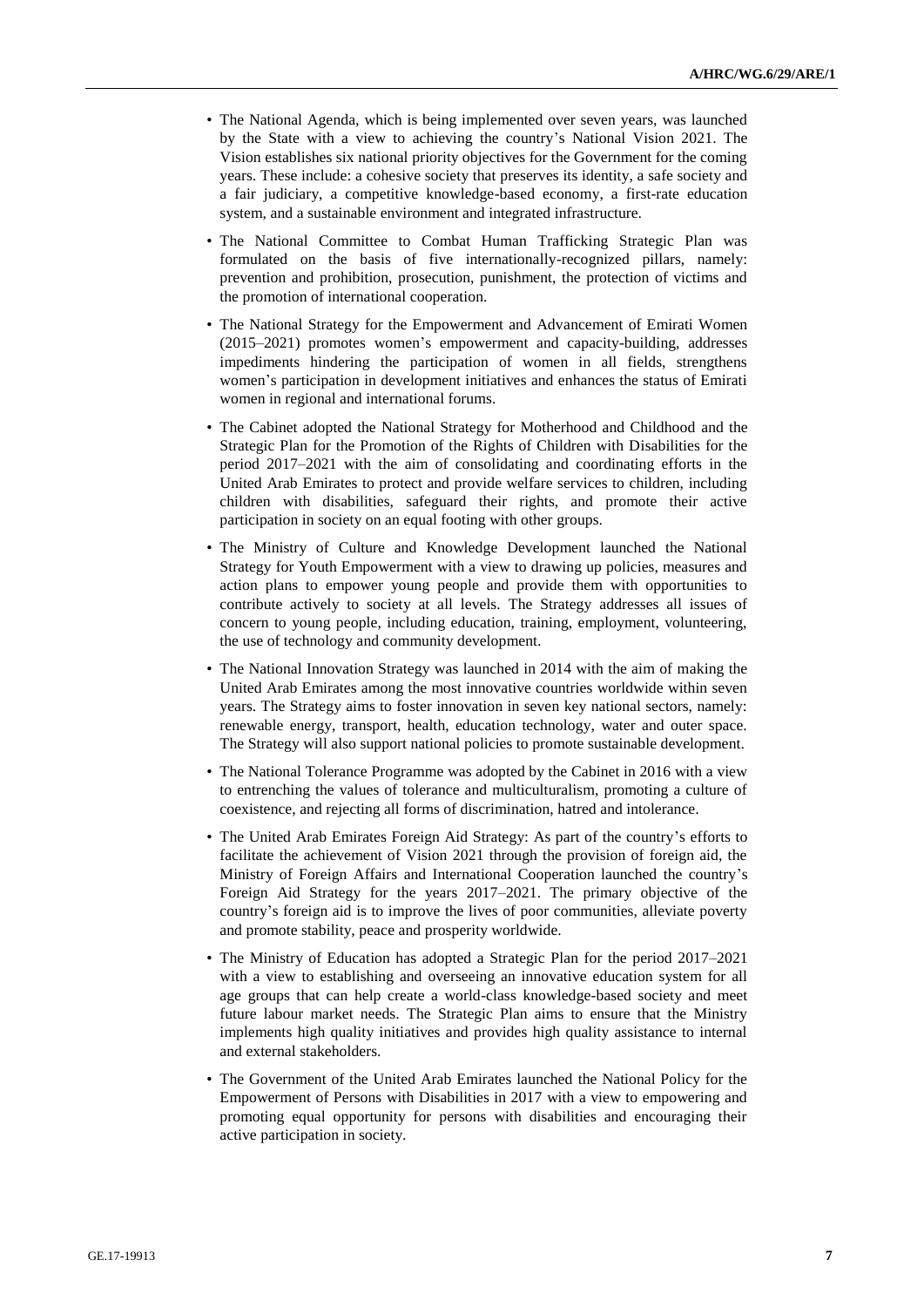- The National Agenda, which is being implemented over seven years, was launched by the State with a view to achieving the country's National Vision 2021. The Vision establishes six national priority objectives for the Government for the coming years. These include: a cohesive society that preserves its identity, a safe society and a fair judiciary, a competitive knowledge-based economy, a first-rate education system, and a sustainable environment and integrated infrastructure.
- The National Committee to Combat Human Trafficking Strategic Plan was formulated on the basis of five internationally-recognized pillars, namely: prevention and prohibition, prosecution, punishment, the protection of victims and the promotion of international cooperation.
- The National Strategy for the Empowerment and Advancement of Emirati Women (2015–2021) promotes women's empowerment and capacity-building, addresses impediments hindering the participation of women in all fields, strengthens women's participation in development initiatives and enhances the status of Emirati women in regional and international forums.
- The Cabinet adopted the National Strategy for Motherhood and Childhood and the Strategic Plan for the Promotion of the Rights of Children with Disabilities for the period 2017–2021 with the aim of consolidating and coordinating efforts in the United Arab Emirates to protect and provide welfare services to children, including children with disabilities, safeguard their rights, and promote their active participation in society on an equal footing with other groups.
- The Ministry of Culture and Knowledge Development launched the National Strategy for Youth Empowerment with a view to drawing up policies, measures and action plans to empower young people and provide them with opportunities to contribute actively to society at all levels. The Strategy addresses all issues of concern to young people, including education, training, employment, volunteering, the use of technology and community development.
- The National Innovation Strategy was launched in 2014 with the aim of making the United Arab Emirates among the most innovative countries worldwide within seven years. The Strategy aims to foster innovation in seven key national sectors, namely: renewable energy, transport, health, education technology, water and outer space. The Strategy will also support national policies to promote sustainable development.
- The National Tolerance Programme was adopted by the Cabinet in 2016 with a view to entrenching the values of tolerance and multiculturalism, promoting a culture of coexistence, and rejecting all forms of discrimination, hatred and intolerance.
- The United Arab Emirates Foreign Aid Strategy: As part of the country's efforts to facilitate the achievement of Vision 2021 through the provision of foreign aid, the Ministry of Foreign Affairs and International Cooperation launched the country's Foreign Aid Strategy for the years 2017–2021. The primary objective of the country's foreign aid is to improve the lives of poor communities, alleviate poverty and promote stability, peace and prosperity worldwide.
- The Ministry of Education has adopted a Strategic Plan for the period 2017–2021 with a view to establishing and overseeing an innovative education system for all age groups that can help create a world-class knowledge-based society and meet future labour market needs. The Strategic Plan aims to ensure that the Ministry implements high quality initiatives and provides high quality assistance to internal and external stakeholders.
- The Government of the United Arab Emirates launched the National Policy for the Empowerment of Persons with Disabilities in 2017 with a view to empowering and promoting equal opportunity for persons with disabilities and encouraging their active participation in society.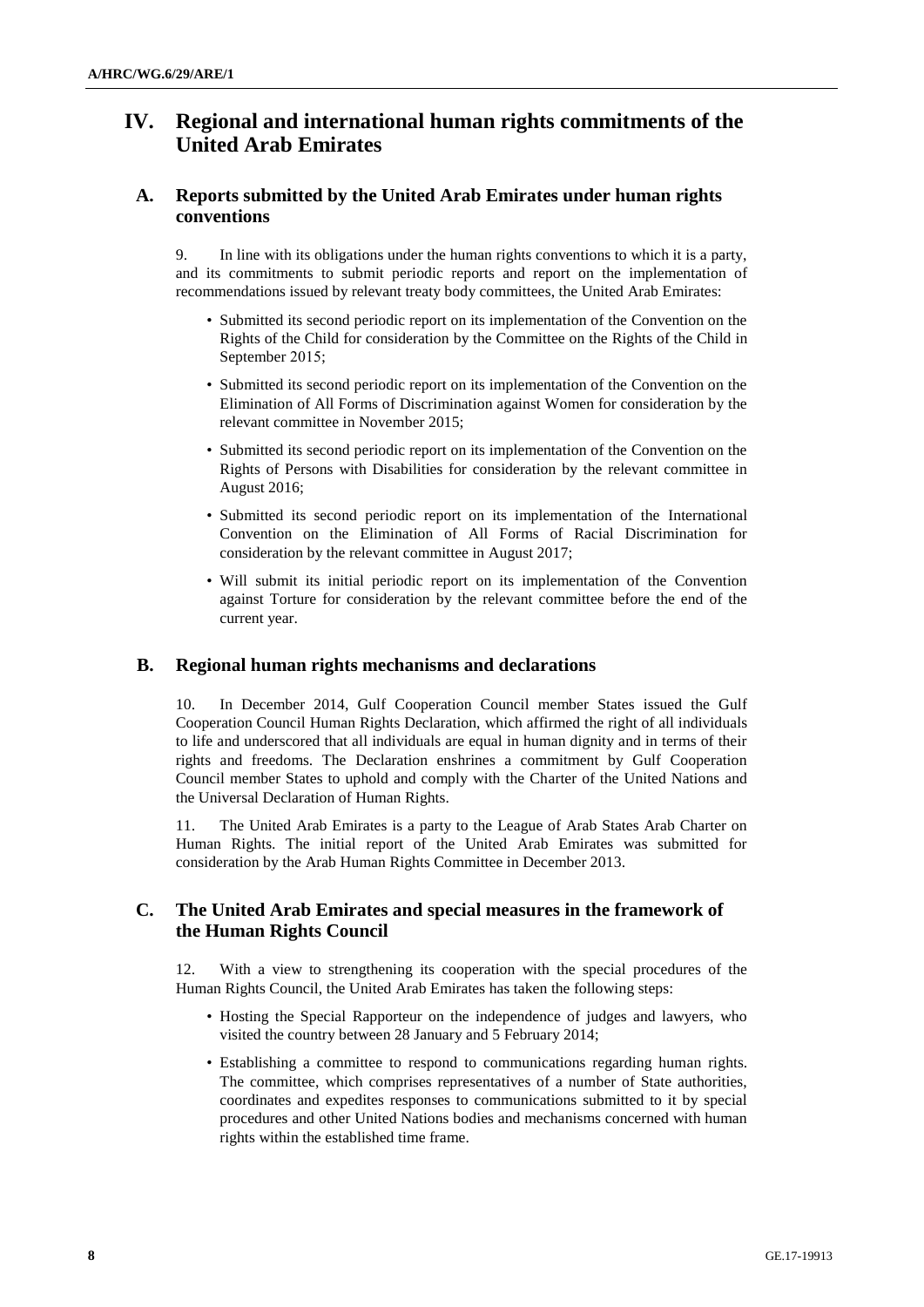# IV. Regional and international human rights commitments of the United Arab Emirates

## A. Reports submitted by the United Arab Emirates under human rights conventions

9. In line with its obligations under the human rights conventions to which it is a party, and its commitments to submit periodic reports and report on the implementation of recommendations issued by relevant treaty body committees, the United Arab Emirates:

- Submitted its second periodic report on its implementation of the Convention on the Rights of the Child for consideration by the Committee on the Rights of the Child in September 2015;
- Submitted its second periodic report on its implementation of the Convention on the Elimination of All Forms of Discrimination against Women for consideration by the relevant committee in November 2015;
- Submitted its second periodic report on its implementation of the Convention on the Rights of Persons with Disabilities for consideration by the relevant committee in August 2016;
- Submitted its second periodic report on its implementation of the International Convention on the Elimination of All Forms of Racial Discrimination for consideration by the relevant committee in August 2017;
- Will submit its initial periodic report on its implementation of the Convention against Torture for consideration by the relevant committee before the end of the current year.

## B. Regional human rights mechanisms and declarations

10. In December 2014, Gulf Cooperation Council member States issued the Gulf Cooperation Council Human Rights Declaration, which affirmed the right of all individuals to life and underscored that all individuals are equal in human dignity and in terms of their rights and freedoms. The Declaration enshrines a commitment by Gulf Cooperation Council member States to uphold and comply with the Charter of the United Nations and the Universal Declaration of Human Rights.

11. The United Arab Emirates is a party to the League of Arab States Arab Charter on Human Rights. The initial report of the United Arab Emirates was submitted for consideration by the Arab Human Rights Committee in December 2013.

## C. The United Arab Emirates and special measures in the framework of the Human Rights Council

12. With a view to strengthening its cooperation with the special procedures of the Human Rights Council, the United Arab Emirates has taken the following steps:

- Hosting the Special Rapporteur on the independence of judges and lawyers, who visited the country between 28 January and 5 February 2014;
- Establishing a committee to respond to communications regarding human rights. The committee, which comprises representatives of a number of State authorities, coordinates and expedites responses to communications submitted to it by special procedures and other United Nations bodies and mechanisms concerned with human rights within the established time frame.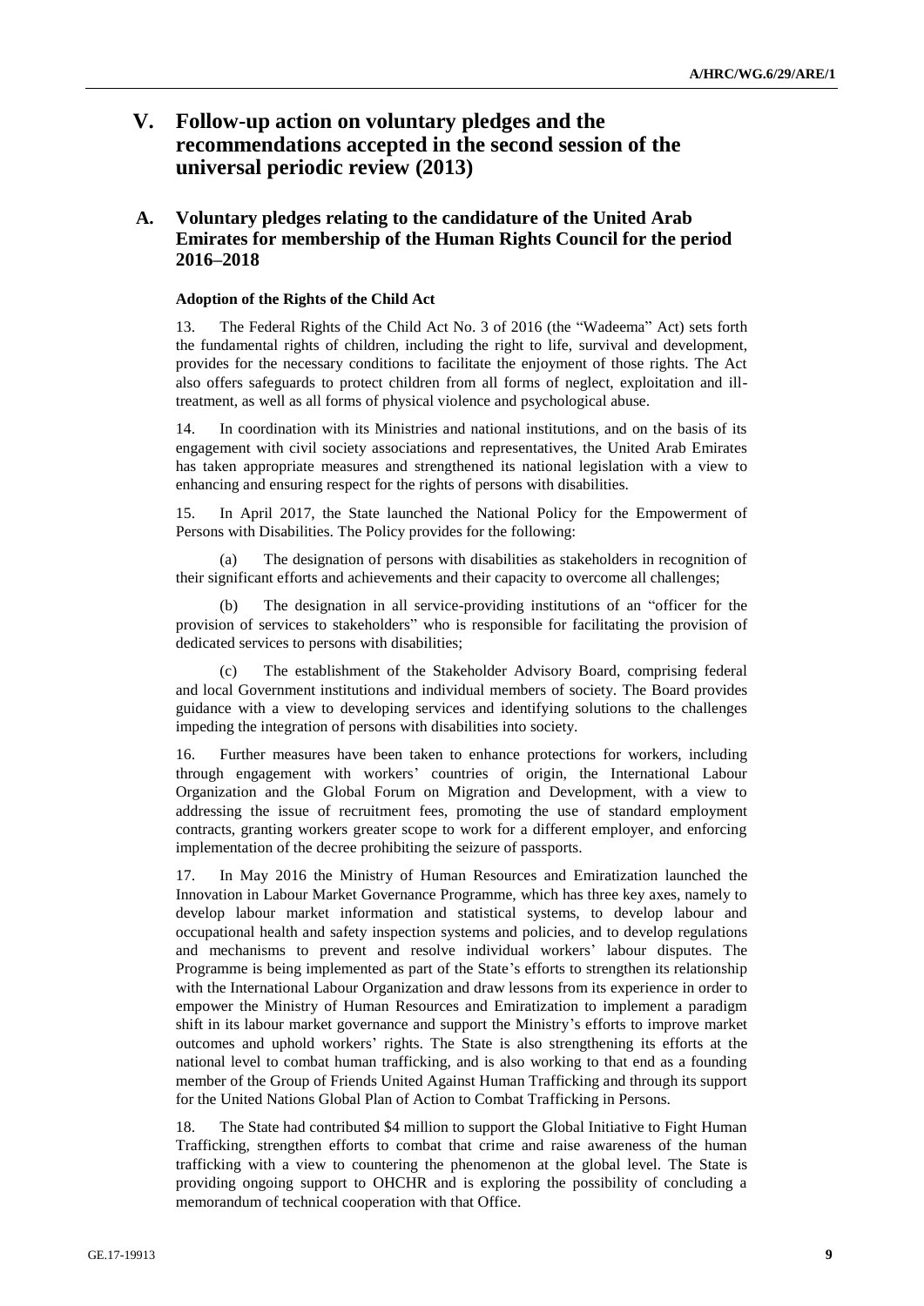# V. Follow-up action on voluntary pledges and the recommendations accepted in the second session of the universal periodic review (2013)

## A. Voluntary pledges relating to the candidature of the United Arab Emirates for membership of the Human Rights Council for the period 2016–2018

### Adoption of the Rights of the Child Act

13. The Federal Rights of the Child Act No. 3 of 2016 (the "Wadeema" Act) sets forth the fundamental rights of children, including the right to life, survival and development, provides for the necessary conditions to facilitate the enjoyment of those rights. The Act also offers safeguards to protect children from all forms of neglect, exploitation and ill-treatment, as well as all forms of physical violence and psychological abuse.

14. In coordination with its Ministries and national institutions, and on the basis of its engagement with civil society associations and representatives, the United Arab Emirates has taken appropriate measures and strengthened its national legislation with a view to enhancing and ensuring respect for the rights of persons with disabilities.

15. In April 2017, the State launched the National Policy for the Empowerment of Persons with Disabilities. The Policy provides for the following:

(a) The designation of persons with disabilities as stakeholders in recognition of their significant efforts and achievements and their capacity to overcome all challenges;

(b) The designation in all service-providing institutions of an "officer for the provision of services to stakeholders" who is responsible for facilitating the provision of dedicated services to persons with disabilities;

(c) The establishment of the Stakeholder Advisory Board, comprising federal and local Government institutions and individual members of society. The Board provides guidance with a view to developing services and identifying solutions to the challenges impeding the integration of persons with disabilities into society.

16. Further measures have been taken to enhance protections for workers, including through engagement with workers' countries of origin, the International Labour Organization and the Global Forum on Migration and Development, with a view to addressing the issue of recruitment fees, promoting the use of standard employment contracts, granting workers greater scope to work for a different employer, and enforcing implementation of the decree prohibiting the seizure of passports.

17. In May 2016 the Ministry of Human Resources and Emiratization launched the Innovation in Labour Market Governance Programme, which has three key axes, namely to develop labour market information and statistical systems, to develop labour and occupational health and safety inspection systems and policies, and to develop regulations and mechanisms to prevent and resolve individual workers' labour disputes. The Programme is being implemented as part of the State's efforts to strengthen its relationship with the International Labour Organization and draw lessons from its experience in order to empower the Ministry of Human Resources and Emiratization to implement a paradigm shift in its labour market governance and support the Ministry's efforts to improve market outcomes and uphold workers' rights. The State is also strengthening its efforts at the national level to combat human trafficking, and is also working to that end as a founding member of the Group of Friends United Against Human Trafficking and through its support for the United Nations Global Plan of Action to Combat Trafficking in Persons.

18. The State had contributed $4 million to support the Global Initiative to Fight Human Trafficking, strengthen efforts to combat that crime and raise awareness of the human trafficking with a view to countering the phenomenon at the global level. The State is providing ongoing support to OHCHR and is exploring the possibility of concluding a memorandum of technical cooperation with that Office.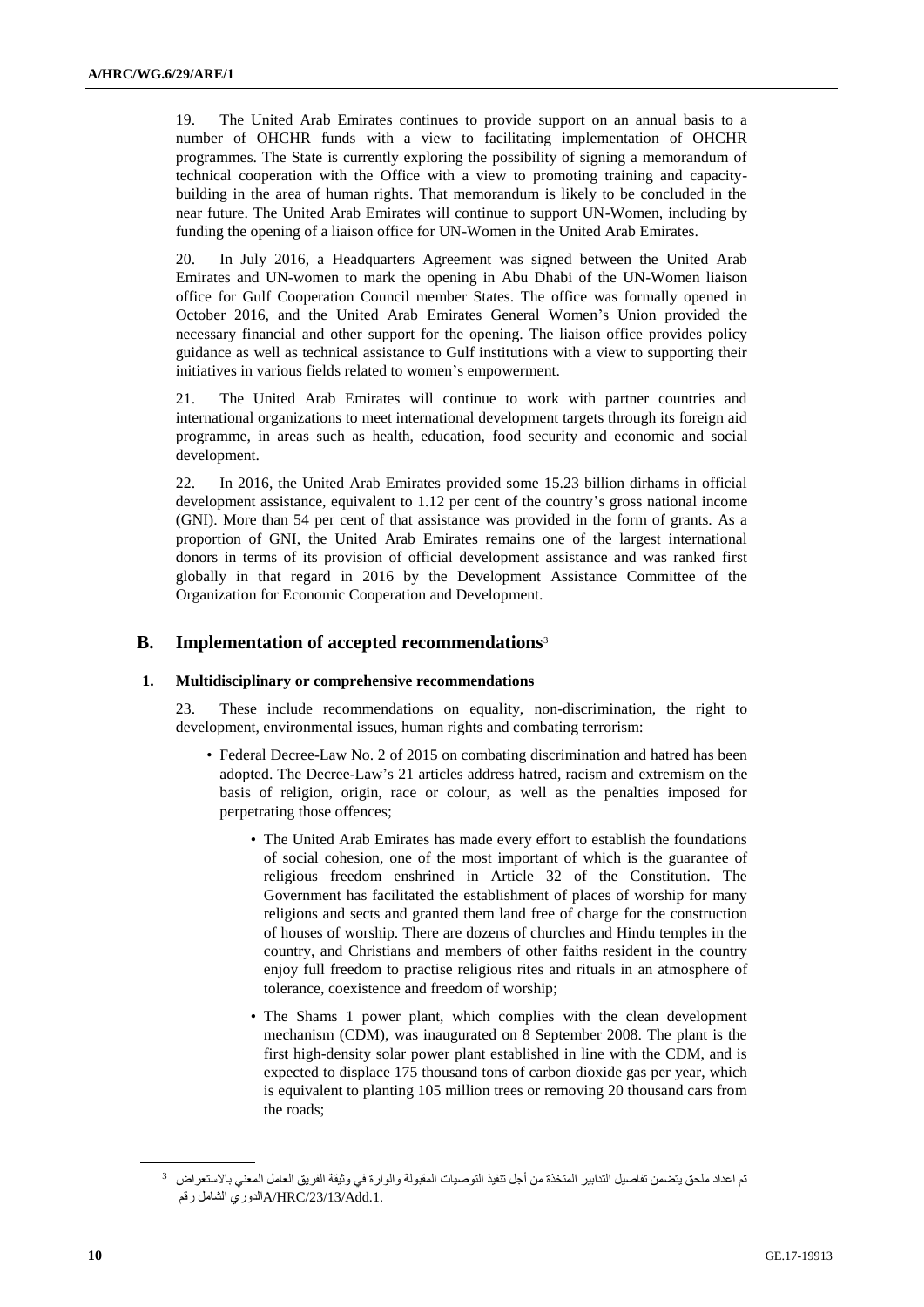19. The United Arab Emirates continues to provide support on an annual basis to a number of OHCHR funds with a view to facilitating implementation of OHCHR programmes. The State is currently exploring the possibility of signing a memorandum of technical cooperation with the Office with a view to promoting training and capacity-building in the area of human rights. That memorandum is likely to be concluded in the near future. The United Arab Emirates will continue to support UN-Women, including by funding the opening of a liaison office for UN-Women in the United Arab Emirates.

20. In July 2016, a Headquarters Agreement was signed between the United Arab Emirates and UN-women to mark the opening in Abu Dhabi of the UN-Women liaison office for Gulf Cooperation Council member States. The office was formally opened in October 2016, and the United Arab Emirates General Women's Union provided the necessary financial and other support for the opening. The liaison office provides policy guidance as well as technical assistance to Gulf institutions with a view to supporting their initiatives in various fields related to women's empowerment.

21. The United Arab Emirates will continue to work with partner countries and international organizations to meet international development targets through its foreign aid programme, in areas such as health, education, food security and economic and social development.

22. In 2016, the United Arab Emirates provided some 15.23 billion dirhams in official development assistance, equivalent to 1.12 per cent of the country's gross national income (GNI). More than 54 per cent of that assistance was provided in the form of grants. As a proportion of GNI, the United Arab Emirates remains one of the largest international donors in terms of its provision of official development assistance and was ranked first globally in that regard in 2016 by the Development Assistance Committee of the Organization for Economic Cooperation and Development.

## B. Implementation of accepted recommendations[3]

### 1. Multidisciplinary or comprehensive recommendations

23. These include recommendations on equality, non-discrimination, the right to development, environmental issues, human rights and combating terrorism:

- Federal Decree-Law No. 2 of 2015 on combating discrimination and hatred has been adopted. The Decree-Law's 21 articles address hatred, racism and extremism on the basis of religion, origin, race or colour, as well as the penalties imposed for perpetrating those offences;
    - The United Arab Emirates has made every effort to establish the foundations of social cohesion, one of the most important of which is the guarantee of religious freedom enshrined in Article 32 of the Constitution. The Government has facilitated the establishment of places of worship for many religions and sects and granted them land free of charge for the construction of houses of worship. There are dozens of churches and Hindu temples in the country, and Christians and members of other faiths resident in the country enjoy full freedom to practise religious rites and rituals in an atmosphere of tolerance, coexistence and freedom of worship;
    - The Shams 1 power plant, which complies with the clean development mechanism (CDM), was inaugurated on 8 September 2008. The plant is the first high-density solar power plant established in line with the CDM, and is expected to displace 175 thousand tons of carbon dioxide gas per year, which is equivalent to planting 105 million trees or removing 20 thousand cars from the roads;

---

[3] تم اعداد ملحق يتضمن تفاصيل التدابير المتخذة من أجل تنفيذ التوصيات المقبولة والوارة في وثيقة الفريق العامل المعني بالاستعراض الدوري الشامل رقم A/HRC/23/13/Add.1.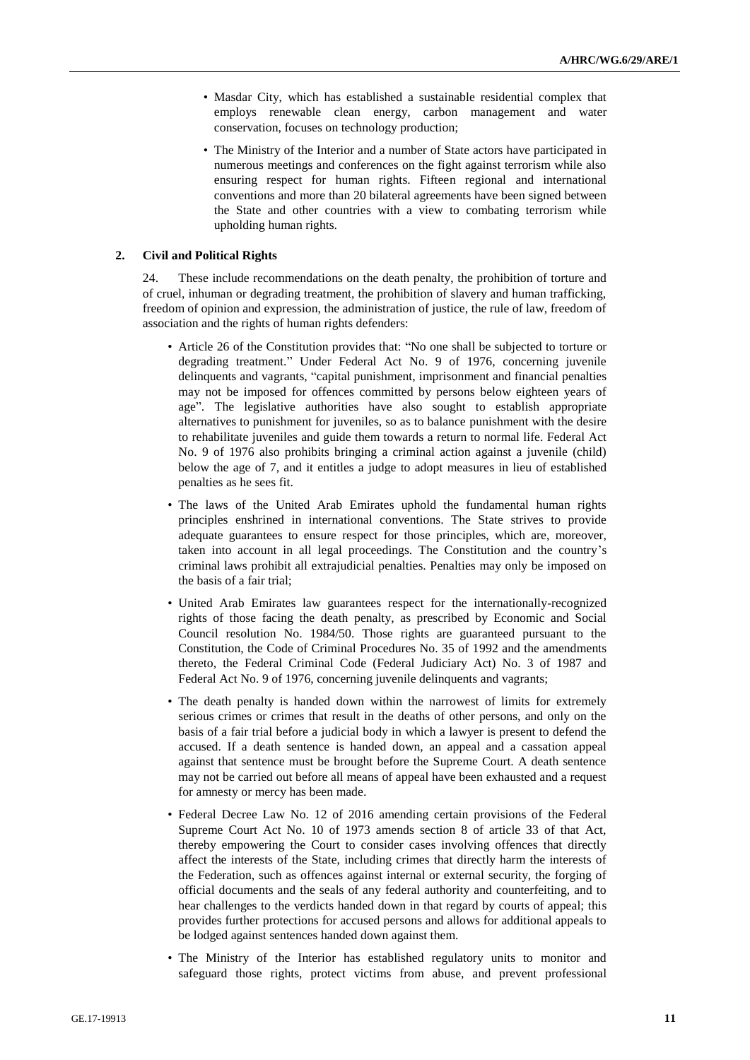- Masdar City, which has established a sustainable residential complex that employs renewable clean energy, carbon management and water conservation, focuses on technology production;
- The Ministry of the Interior and a number of State actors have participated in numerous meetings and conferences on the fight against terrorism while also ensuring respect for human rights. Fifteen regional and international conventions and more than 20 bilateral agreements have been signed between the State and other countries with a view to combating terrorism while upholding human rights.

### 2. Civil and Political Rights

24. These include recommendations on the death penalty, the prohibition of torture and of cruel, inhuman or degrading treatment, the prohibition of slavery and human trafficking, freedom of opinion and expression, the administration of justice, the rule of law, freedom of association and the rights of human rights defenders:

- Article 26 of the Constitution provides that: "No one shall be subjected to torture or degrading treatment." Under Federal Act No. 9 of 1976, concerning juvenile delinquents and vagrants, "capital punishment, imprisonment and financial penalties may not be imposed for offences committed by persons below eighteen years of age". The legislative authorities have also sought to establish appropriate alternatives to punishment for juveniles, so as to balance punishment with the desire to rehabilitate juveniles and guide them towards a return to normal life. Federal Act No. 9 of 1976 also prohibits bringing a criminal action against a juvenile (child) below the age of 7, and it entitles a judge to adopt measures in lieu of established penalties as he sees fit.
- The laws of the United Arab Emirates uphold the fundamental human rights principles enshrined in international conventions. The State strives to provide adequate guarantees to ensure respect for those principles, which are, moreover, taken into account in all legal proceedings. The Constitution and the country's criminal laws prohibit all extrajudicial penalties. Penalties may only be imposed on the basis of a fair trial;
- United Arab Emirates law guarantees respect for the internationally-recognized rights of those facing the death penalty, as prescribed by Economic and Social Council resolution No. 1984/50. Those rights are guaranteed pursuant to the Constitution, the Code of Criminal Procedures No. 35 of 1992 and the amendments thereto, the Federal Criminal Code (Federal Judiciary Act) No. 3 of 1987 and Federal Act No. 9 of 1976, concerning juvenile delinquents and vagrants;
- The death penalty is handed down within the narrowest of limits for extremely serious crimes or crimes that result in the deaths of other persons, and only on the basis of a fair trial before a judicial body in which a lawyer is present to defend the accused. If a death sentence is handed down, an appeal and a cassation appeal against that sentence must be brought before the Supreme Court. A death sentence may not be carried out before all means of appeal have been exhausted and a request for amnesty or mercy has been made.
- Federal Decree Law No. 12 of 2016 amending certain provisions of the Federal Supreme Court Act No. 10 of 1973 amends section 8 of article 33 of that Act, thereby empowering the Court to consider cases involving offences that directly affect the interests of the State, including crimes that directly harm the interests of the Federation, such as offences against internal or external security, the forging of official documents and the seals of any federal authority and counterfeiting, and to hear challenges to the verdicts handed down in that regard by courts of appeal; this provides further protections for accused persons and allows for additional appeals to be lodged against sentences handed down against them.
- The Ministry of the Interior has established regulatory units to monitor and safeguard those rights, protect victims from abuse, and prevent professional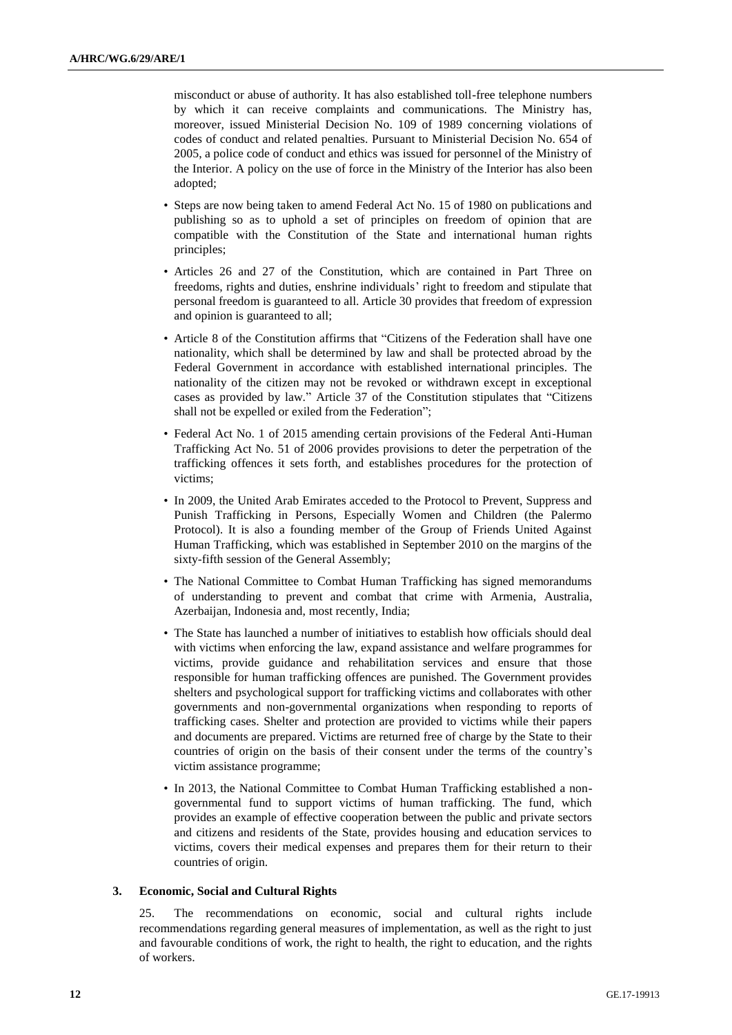misconduct or abuse of authority. It has also established toll-free telephone numbers by which it can receive complaints and communications. The Ministry has, moreover, issued Ministerial Decision No. 109 of 1989 concerning violations of codes of conduct and related penalties. Pursuant to Ministerial Decision No. 654 of 2005, a police code of conduct and ethics was issued for personnel of the Ministry of the Interior. A policy on the use of force in the Ministry of the Interior has also been adopted;

- Steps are now being taken to amend Federal Act No. 15 of 1980 on publications and publishing so as to uphold a set of principles on freedom of opinion that are compatible with the Constitution of the State and international human rights principles;
- Articles 26 and 27 of the Constitution, which are contained in Part Three on freedoms, rights and duties, enshrine individuals' right to freedom and stipulate that personal freedom is guaranteed to all. Article 30 provides that freedom of expression and opinion is guaranteed to all;
- Article 8 of the Constitution affirms that "Citizens of the Federation shall have one nationality, which shall be determined by law and shall be protected abroad by the Federal Government in accordance with established international principles. The nationality of the citizen may not be revoked or withdrawn except in exceptional cases as provided by law." Article 37 of the Constitution stipulates that "Citizens shall not be expelled or exiled from the Federation";
- Federal Act No. 1 of 2015 amending certain provisions of the Federal Anti-Human Trafficking Act No. 51 of 2006 provides provisions to deter the perpetration of the trafficking offences it sets forth, and establishes procedures for the protection of victims;
- In 2009, the United Arab Emirates acceded to the Protocol to Prevent, Suppress and Punish Trafficking in Persons, Especially Women and Children (the Palermo Protocol). It is also a founding member of the Group of Friends United Against Human Trafficking, which was established in September 2010 on the margins of the sixty-fifth session of the General Assembly;
- The National Committee to Combat Human Trafficking has signed memorandums of understanding to prevent and combat that crime with Armenia, Australia, Azerbaijan, Indonesia and, most recently, India;
- The State has launched a number of initiatives to establish how officials should deal with victims when enforcing the law, expand assistance and welfare programmes for victims, provide guidance and rehabilitation services and ensure that those responsible for human trafficking offences are punished. The Government provides shelters and psychological support for trafficking victims and collaborates with other governments and non-governmental organizations when responding to reports of trafficking cases. Shelter and protection are provided to victims while their papers and documents are prepared. Victims are returned free of charge by the State to their countries of origin on the basis of their consent under the terms of the country's victim assistance programme;
- In 2013, the National Committee to Combat Human Trafficking established a non-governmental fund to support victims of human trafficking. The fund, which provides an example of effective cooperation between the public and private sectors and citizens and residents of the State, provides housing and education services to victims, covers their medical expenses and prepares them for their return to their countries of origin.

### 3. Economic, Social and Cultural Rights

25. The recommendations on economic, social and cultural rights include recommendations regarding general measures of implementation, as well as the right to just and favourable conditions of work, the right to health, the right to education, and the rights of workers.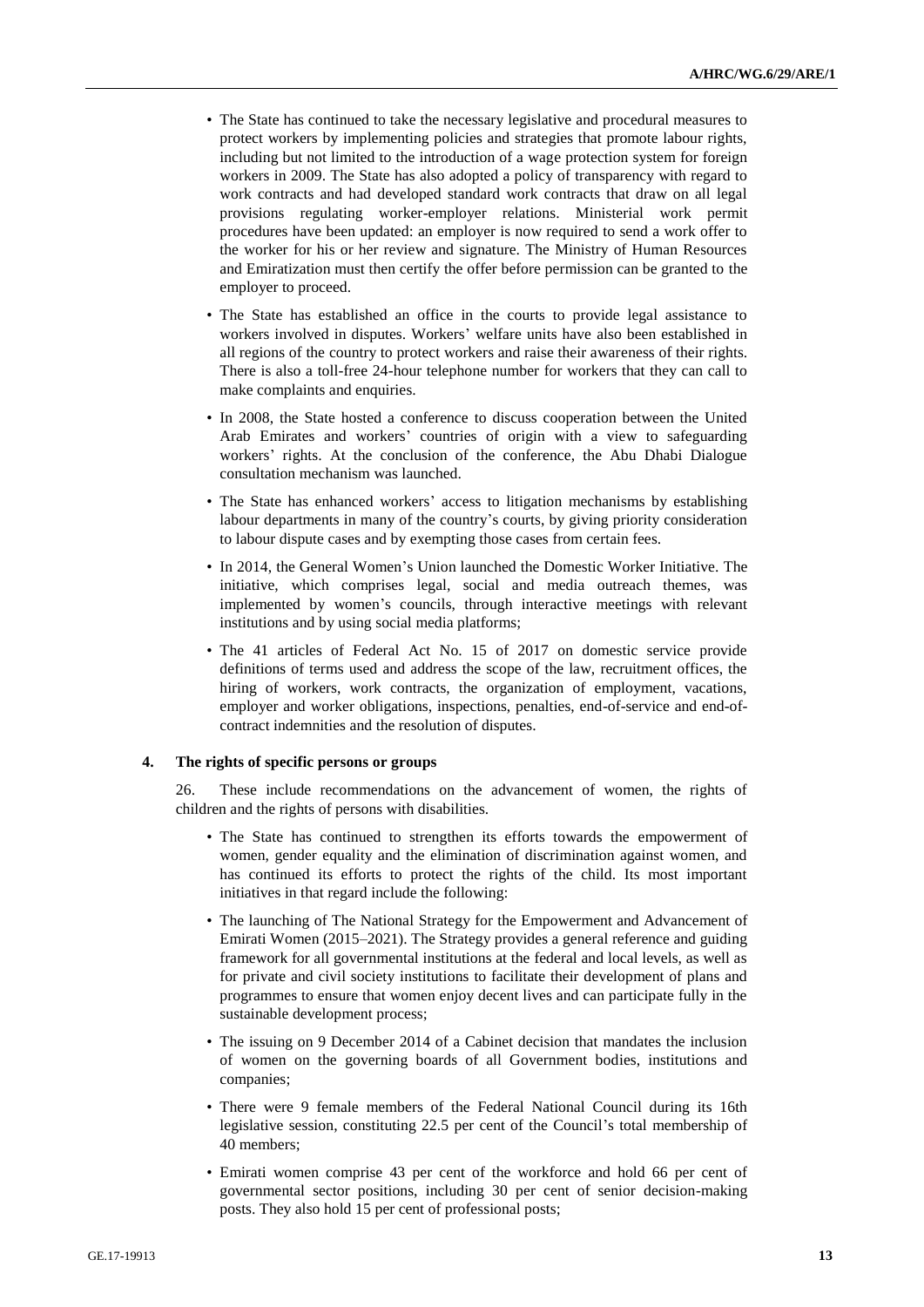- The State has continued to take the necessary legislative and procedural measures to protect workers by implementing policies and strategies that promote labour rights, including but not limited to the introduction of a wage protection system for foreign workers in 2009. The State has also adopted a policy of transparency with regard to work contracts and had developed standard work contracts that draw on all legal provisions regulating worker-employer relations. Ministerial work permit procedures have been updated: an employer is now required to send a work offer to the worker for his or her review and signature. The Ministry of Human Resources and Emiratization must then certify the offer before permission can be granted to the employer to proceed.
- The State has established an office in the courts to provide legal assistance to workers involved in disputes. Workers' welfare units have also been established in all regions of the country to protect workers and raise their awareness of their rights. There is also a toll-free 24-hour telephone number for workers that they can call to make complaints and enquiries.
- In 2008, the State hosted a conference to discuss cooperation between the United Arab Emirates and workers' countries of origin with a view to safeguarding workers' rights. At the conclusion of the conference, the Abu Dhabi Dialogue consultation mechanism was launched.
- The State has enhanced workers' access to litigation mechanisms by establishing labour departments in many of the country's courts, by giving priority consideration to labour dispute cases and by exempting those cases from certain fees.
- In 2014, the General Women's Union launched the Domestic Worker Initiative. The initiative, which comprises legal, social and media outreach themes, was implemented by women's councils, through interactive meetings with relevant institutions and by using social media platforms;
- The 41 articles of Federal Act No. 15 of 2017 on domestic service provide definitions of terms used and address the scope of the law, recruitment offices, the hiring of workers, work contracts, the organization of employment, vacations, employer and worker obligations, inspections, penalties, end-of-service and end-of-contract indemnities and the resolution of disputes.

#### 4. The rights of specific persons or groups

26. These include recommendations on the advancement of women, the rights of children and the rights of persons with disabilities.

- The State has continued to strengthen its efforts towards the empowerment of women, gender equality and the elimination of discrimination against women, and has continued its efforts to protect the rights of the child. Its most important initiatives in that regard include the following:
- The launching of The National Strategy for the Empowerment and Advancement of Emirati Women (2015–2021). The Strategy provides a general reference and guiding framework for all governmental institutions at the federal and local levels, as well as for private and civil society institutions to facilitate their development of plans and programmes to ensure that women enjoy decent lives and can participate fully in the sustainable development process;
- The issuing on 9 December 2014 of a Cabinet decision that mandates the inclusion of women on the governing boards of all Government bodies, institutions and companies;
- There were 9 female members of the Federal National Council during its 16th legislative session, constituting 22.5 per cent of the Council's total membership of 40 members;
- Emirati women comprise 43 per cent of the workforce and hold 66 per cent of governmental sector positions, including 30 per cent of senior decision-making posts. They also hold 15 per cent of professional posts;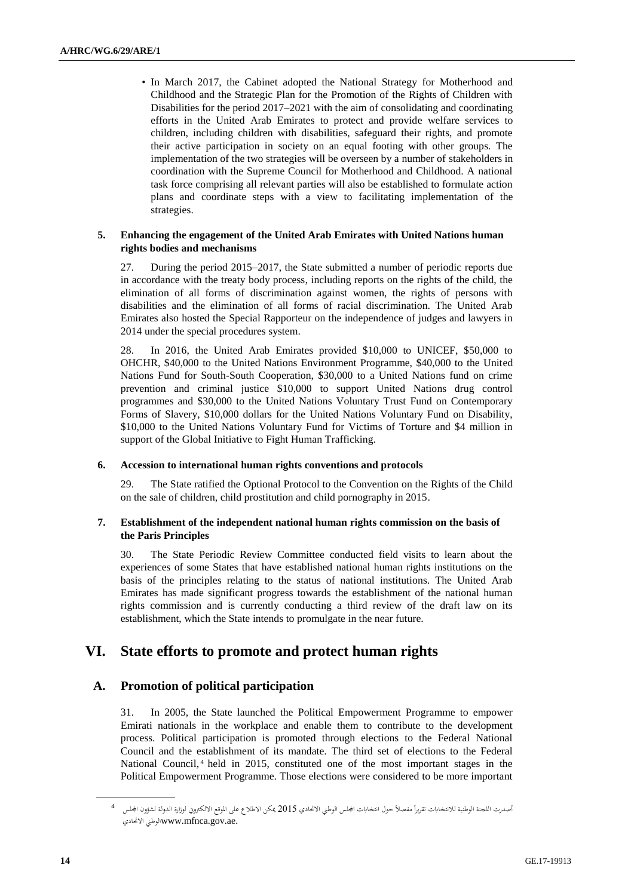- In March 2017, the Cabinet adopted the National Strategy for Motherhood and Childhood and the Strategic Plan for the Promotion of the Rights of Children with Disabilities for the period 2017–2021 with the aim of consolidating and coordinating efforts in the United Arab Emirates to protect and provide welfare services to children, including children with disabilities, safeguard their rights, and promote their active participation in society on an equal footing with other groups. The implementation of the two strategies will be overseen by a number of stakeholders in coordination with the Supreme Council for Motherhood and Childhood. A national task force comprising all relevant parties will also be established to formulate action plans and coordinate steps with a view to facilitating implementation of the strategies.

#### 5. Enhancing the engagement of the United Arab Emirates with United Nations human rights bodies and mechanisms

27. During the period 2015–2017, the State submitted a number of periodic reports due in accordance with the treaty body process, including reports on the rights of the child, the elimination of all forms of discrimination against women, the rights of persons with disabilities and the elimination of all forms of racial discrimination. The United Arab Emirates also hosted the Special Rapporteur on the independence of judges and lawyers in 2014 under the special procedures system.

28. In 2016, the United Arab Emirates provided $10,000 to UNICEF, $50,000 to OHCHR, $40,000 to the United Nations Environment Programme, $40,000 to the United Nations Fund for South-South Cooperation, $30,000 to a United Nations fund on crime prevention and criminal justice $10,000 to support United Nations drug control programmes and $30,000 to the United Nations Voluntary Trust Fund on Contemporary Forms of Slavery, $10,000 dollars for the United Nations Voluntary Fund on Disability, $10,000 to the United Nations Voluntary Fund for Victims of Torture and $4 million in support of the Global Initiative to Fight Human Trafficking.

#### 6. Accession to international human rights conventions and protocols

29. The State ratified the Optional Protocol to the Convention on the Rights of the Child on the sale of children, child prostitution and child pornography in 2015.

#### 7. Establishment of the independent national human rights commission on the basis of the Paris Principles

30. The State Periodic Review Committee conducted field visits to learn about the experiences of some States that have established national human rights institutions on the basis of the principles relating to the status of national institutions. The United Arab Emirates has made significant progress towards the establishment of the national human rights commission and is currently conducting a third review of the draft law on its establishment, which the State intends to promulgate in the near future.

## VI. State efforts to promote and protect human rights

### A. Promotion of political participation

31. In 2005, the State launched the Political Empowerment Programme to empower Emirati nationals in the workplace and enable them to contribute to the development process. Political participation is promoted through elections to the Federal National Council and the establishment of its mandate. The third set of elections to the Federal National Council,[4] held in 2015, constituted one of the most important stages in the Political Empowerment Programme. Those elections were considered to be more important

---

[4] أصدرت اللجنة الوطنية للانتخابات تقريراً مفصلاً حول انتخابات المجلس الوطني الاتحادي 2015 يمكن الاطلاع على الموقع الالكتروني لوزارة الدولة لشؤون المجلس الوطني الاتحادي www.mfnca.gov.ae.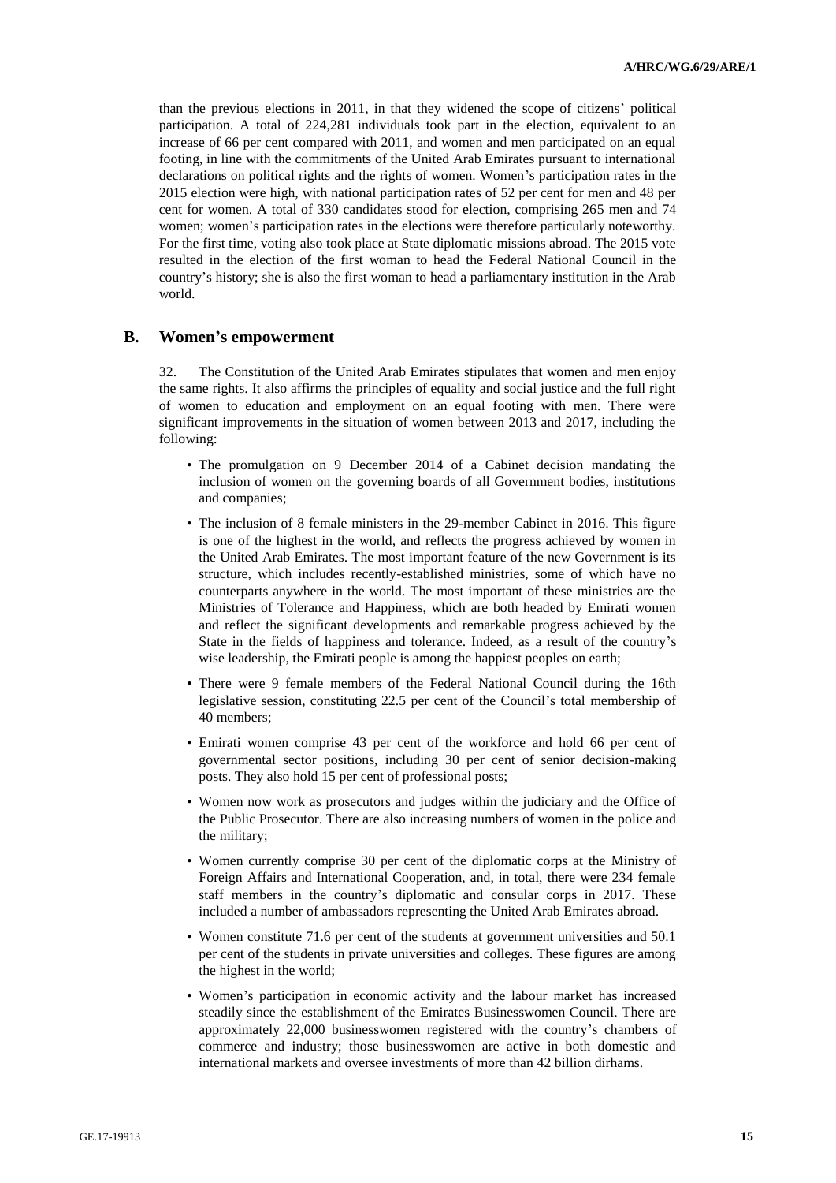than the previous elections in 2011, in that they widened the scope of citizens' political participation. A total of 224,281 individuals took part in the election, equivalent to an increase of 66 per cent compared with 2011, and women and men participated on an equal footing, in line with the commitments of the United Arab Emirates pursuant to international declarations on political rights and the rights of women. Women's participation rates in the 2015 election were high, with national participation rates of 52 per cent for men and 48 per cent for women. A total of 330 candidates stood for election, comprising 265 men and 74 women; women's participation rates in the elections were therefore particularly noteworthy. For the first time, voting also took place at State diplomatic missions abroad. The 2015 vote resulted in the election of the first woman to head the Federal National Council in the country's history; she is also the first woman to head a parliamentary institution in the Arab world.

## B. Women's empowerment

32. The Constitution of the United Arab Emirates stipulates that women and men enjoy the same rights. It also affirms the principles of equality and social justice and the full right of women to education and employment on an equal footing with men. There were significant improvements in the situation of women between 2013 and 2017, including the following:

- The promulgation on 9 December 2014 of a Cabinet decision mandating the inclusion of women on the governing boards of all Government bodies, institutions and companies;
- The inclusion of 8 female ministers in the 29-member Cabinet in 2016. This figure is one of the highest in the world, and reflects the progress achieved by women in the United Arab Emirates. The most important feature of the new Government is its structure, which includes recently-established ministries, some of which have no counterparts anywhere in the world. The most important of these ministries are the Ministries of Tolerance and Happiness, which are both headed by Emirati women and reflect the significant developments and remarkable progress achieved by the State in the fields of happiness and tolerance. Indeed, as a result of the country's wise leadership, the Emirati people is among the happiest peoples on earth;
- There were 9 female members of the Federal National Council during the 16th legislative session, constituting 22.5 per cent of the Council's total membership of 40 members;
- Emirati women comprise 43 per cent of the workforce and hold 66 per cent of governmental sector positions, including 30 per cent of senior decision-making posts. They also hold 15 per cent of professional posts;
- Women now work as prosecutors and judges within the judiciary and the Office of the Public Prosecutor. There are also increasing numbers of women in the police and the military;
- Women currently comprise 30 per cent of the diplomatic corps at the Ministry of Foreign Affairs and International Cooperation, and, in total, there were 234 female staff members in the country's diplomatic and consular corps in 2017. These included a number of ambassadors representing the United Arab Emirates abroad.
- Women constitute 71.6 per cent of the students at government universities and 50.1 per cent of the students in private universities and colleges. These figures are among the highest in the world;
- Women's participation in economic activity and the labour market has increased steadily since the establishment of the Emirates Businesswomen Council. There are approximately 22,000 businesswomen registered with the country's chambers of commerce and industry; those businesswomen are active in both domestic and international markets and oversee investments of more than 42 billion dirhams.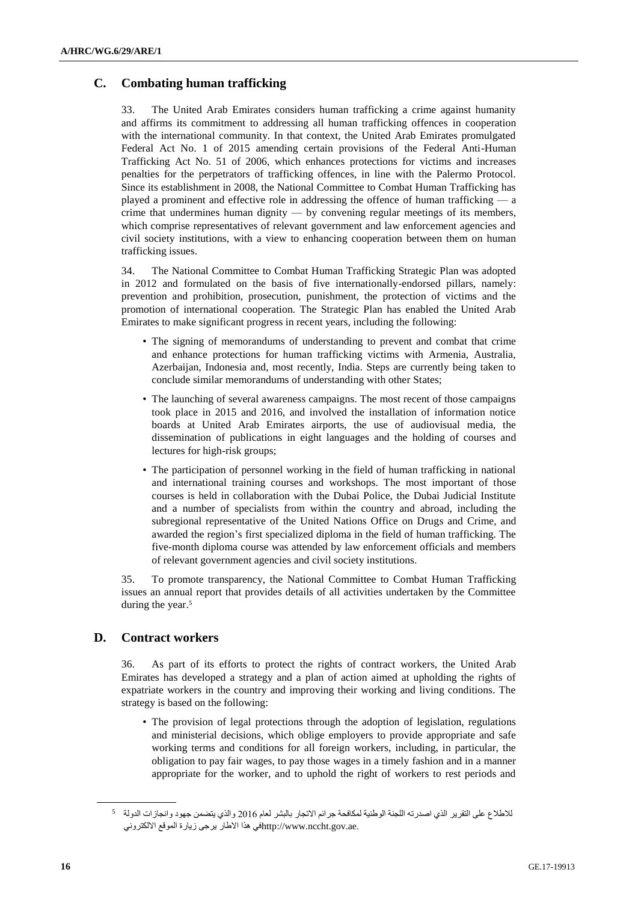## C. Combating human trafficking

33. The United Arab Emirates considers human trafficking a crime against humanity and affirms its commitment to addressing all human trafficking offences in cooperation with the international community. In that context, the United Arab Emirates promulgated Federal Act No. 1 of 2015 amending certain provisions of the Federal Anti-Human Trafficking Act No. 51 of 2006, which enhances protections for victims and increases penalties for the perpetrators of trafficking offences, in line with the Palermo Protocol. Since its establishment in 2008, the National Committee to Combat Human Trafficking has played a prominent and effective role in addressing the offence of human trafficking — a crime that undermines human dignity — by convening regular meetings of its members, which comprise representatives of relevant government and law enforcement agencies and civil society institutions, with a view to enhancing cooperation between them on human trafficking issues.

34. The National Committee to Combat Human Trafficking Strategic Plan was adopted in 2012 and formulated on the basis of five internationally-endorsed pillars, namely: prevention and prohibition, prosecution, punishment, the protection of victims and the promotion of international cooperation. The Strategic Plan has enabled the United Arab Emirates to make significant progress in recent years, including the following:

- The signing of memorandums of understanding to prevent and combat that crime and enhance protections for human trafficking victims with Armenia, Australia, Azerbaijan, Indonesia and, most recently, India. Steps are currently being taken to conclude similar memorandums of understanding with other States;
- The launching of several awareness campaigns. The most recent of those campaigns took place in 2015 and 2016, and involved the installation of information notice boards at United Arab Emirates airports, the use of audiovisual media, the dissemination of publications in eight languages and the holding of courses and lectures for high-risk groups;
- The participation of personnel working in the field of human trafficking in national and international training courses and workshops. The most important of those courses is held in collaboration with the Dubai Police, the Dubai Judicial Institute and a number of specialists from within the country and abroad, including the subregional representative of the United Nations Office on Drugs and Crime, and awarded the region's first specialized diploma in the field of human trafficking. The five-month diploma course was attended by law enforcement officials and members of relevant government agencies and civil society institutions.

35. To promote transparency, the National Committee to Combat Human Trafficking issues an annual report that provides details of all activities undertaken by the Committee during the year.[5]

## D. Contract workers

36. As part of its efforts to protect the rights of contract workers, the United Arab Emirates has developed a strategy and a plan of action aimed at upholding the rights of expatriate workers in the country and improving their working and living conditions. The strategy is based on the following:

- The provision of legal protections through the adoption of legislation, regulations and ministerial decisions, which oblige employers to provide appropriate and safe working terms and conditions for all foreign workers, including, in particular, the obligation to pay fair wages, to pay those wages in a timely fashion and in a manner appropriate for the worker, and to uphold the right of workers to rest periods and

---

[5] للاطلاع على التقرير الذي اصدرته اللجنة الوطنية لمكافحة جرائم الاتجار بالبشر لعام 2016 والذي يتضمن جهود وانجازات الدولة في هذا الاطار يرجى زيارة الموقع الالكتروني http://www.nccht.gov.ae.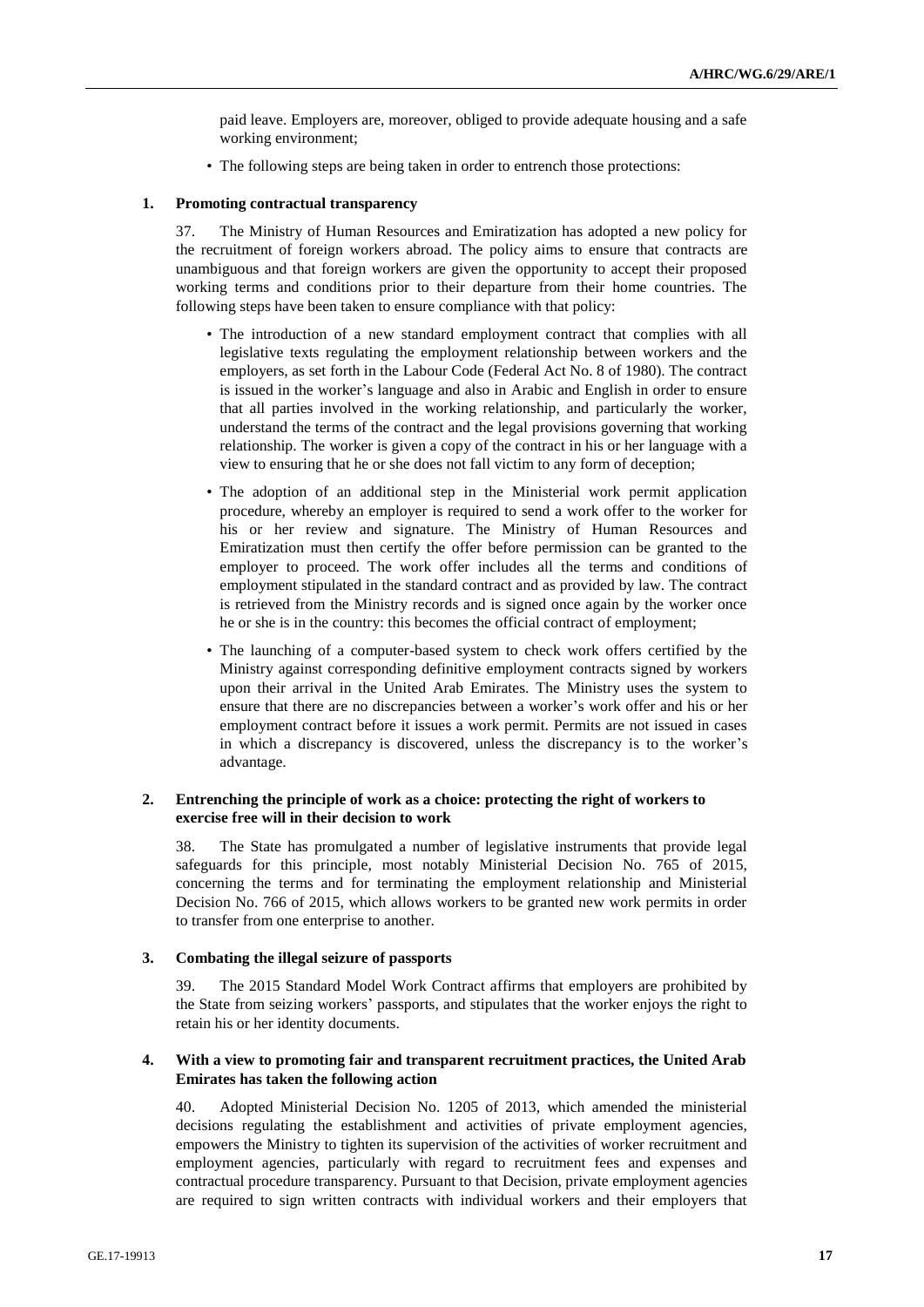paid leave. Employers are, moreover, obliged to provide adequate housing and a safe working environment;

- The following steps are being taken in order to entrench those protections:

### 1. Promoting contractual transparency

37. The Ministry of Human Resources and Emiratization has adopted a new policy for the recruitment of foreign workers abroad. The policy aims to ensure that contracts are unambiguous and that foreign workers are given the opportunity to accept their proposed working terms and conditions prior to their departure from their home countries. The following steps have been taken to ensure compliance with that policy:

- The introduction of a new standard employment contract that complies with all legislative texts regulating the employment relationship between workers and the employers, as set forth in the Labour Code (Federal Act No. 8 of 1980). The contract is issued in the worker's language and also in Arabic and English in order to ensure that all parties involved in the working relationship, and particularly the worker, understand the terms of the contract and the legal provisions governing that working relationship. The worker is given a copy of the contract in his or her language with a view to ensuring that he or she does not fall victim to any form of deception;
- The adoption of an additional step in the Ministerial work permit application procedure, whereby an employer is required to send a work offer to the worker for his or her review and signature. The Ministry of Human Resources and Emiratization must then certify the offer before permission can be granted to the employer to proceed. The work offer includes all the terms and conditions of employment stipulated in the standard contract and as provided by law. The contract is retrieved from the Ministry records and is signed once again by the worker once he or she is in the country: this becomes the official contract of employment;
- The launching of a computer-based system to check work offers certified by the Ministry against corresponding definitive employment contracts signed by workers upon their arrival in the United Arab Emirates. The Ministry uses the system to ensure that there are no discrepancies between a worker's work offer and his or her employment contract before it issues a work permit. Permits are not issued in cases in which a discrepancy is discovered, unless the discrepancy is to the worker's advantage.

### 2. Entrenching the principle of work as a choice: protecting the right of workers to exercise free will in their decision to work

38. The State has promulgated a number of legislative instruments that provide legal safeguards for this principle, most notably Ministerial Decision No. 765 of 2015, concerning the terms and for terminating the employment relationship and Ministerial Decision No. 766 of 2015, which allows workers to be granted new work permits in order to transfer from one enterprise to another.

### 3. Combating the illegal seizure of passports

39. The 2015 Standard Model Work Contract affirms that employers are prohibited by the State from seizing workers' passports, and stipulates that the worker enjoys the right to retain his or her identity documents.

### 4. With a view to promoting fair and transparent recruitment practices, the United Arab Emirates has taken the following action

40. Adopted Ministerial Decision No. 1205 of 2013, which amended the ministerial decisions regulating the establishment and activities of private employment agencies, empowers the Ministry to tighten its supervision of the activities of worker recruitment and employment agencies, particularly with regard to recruitment fees and expenses and contractual procedure transparency. Pursuant to that Decision, private employment agencies are required to sign written contracts with individual workers and their employers that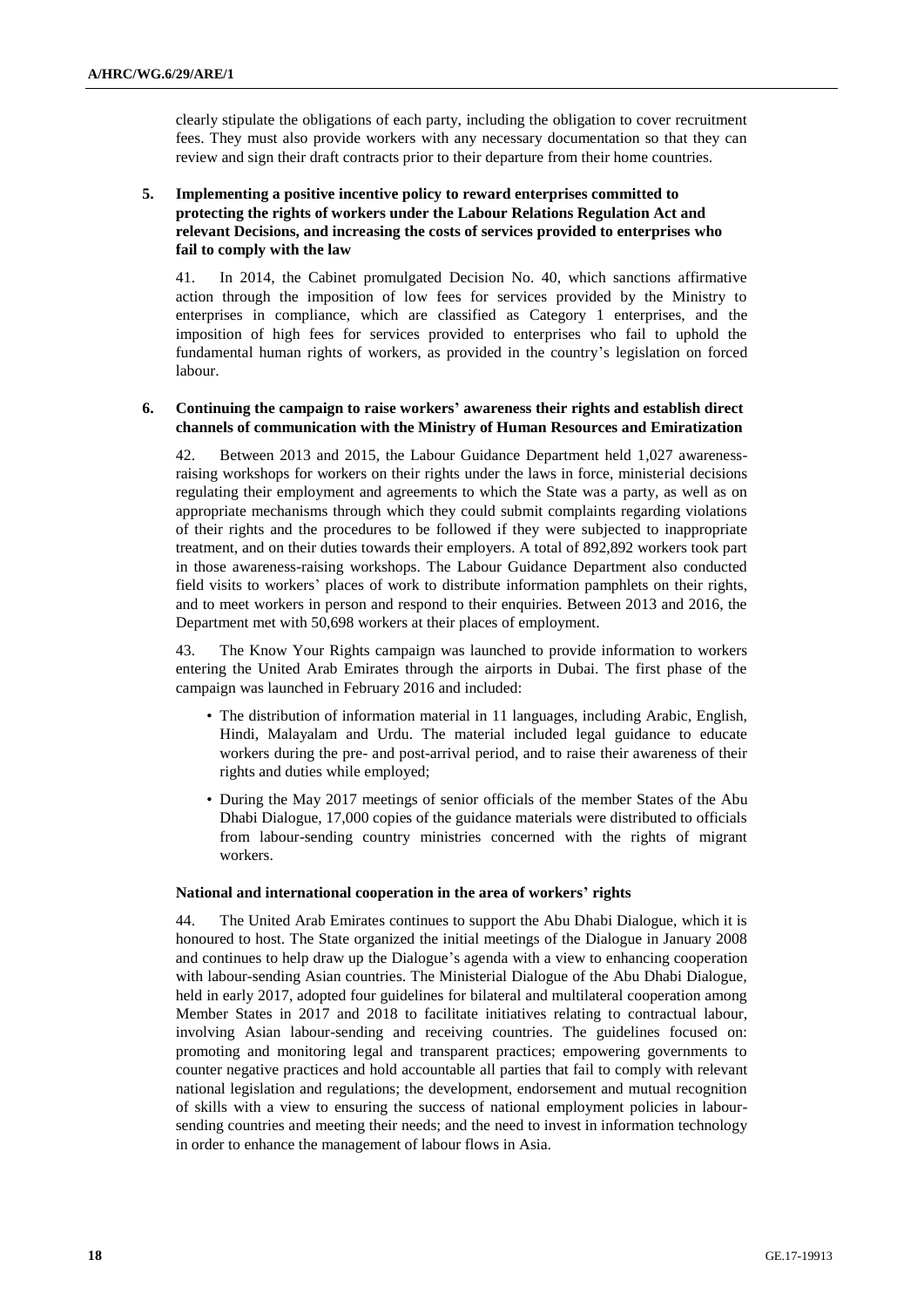clearly stipulate the obligations of each party, including the obligation to cover recruitment fees. They must also provide workers with any necessary documentation so that they can review and sign their draft contracts prior to their departure from their home countries.

**5. Implementing a positive incentive policy to reward enterprises committed to protecting the rights of workers under the Labour Relations Regulation Act and relevant Decisions, and increasing the costs of services provided to enterprises who fail to comply with the law**

41. In 2014, the Cabinet promulgated Decision No. 40, which sanctions affirmative action through the imposition of low fees for services provided by the Ministry to enterprises in compliance, which are classified as Category 1 enterprises, and the imposition of high fees for services provided to enterprises who fail to uphold the fundamental human rights of workers, as provided in the country's legislation on forced labour.

**6. Continuing the campaign to raise workers' awareness their rights and establish direct channels of communication with the Ministry of Human Resources and Emiratization**

42. Between 2013 and 2015, the Labour Guidance Department held 1,027 awareness-raising workshops for workers on their rights under the laws in force, ministerial decisions regulating their employment and agreements to which the State was a party, as well as on appropriate mechanisms through which they could submit complaints regarding violations of their rights and the procedures to be followed if they were subjected to inappropriate treatment, and on their duties towards their employers. A total of 892,892 workers took part in those awareness-raising workshops. The Labour Guidance Department also conducted field visits to workers' places of work to distribute information pamphlets on their rights, and to meet workers in person and respond to their enquiries. Between 2013 and 2016, the Department met with 50,698 workers at their places of employment.

43. The Know Your Rights campaign was launched to provide information to workers entering the United Arab Emirates through the airports in Dubai. The first phase of the campaign was launched in February 2016 and included:

- The distribution of information material in 11 languages, including Arabic, English, Hindi, Malayalam and Urdu. The material included legal guidance to educate workers during the pre- and post-arrival period, and to raise their awareness of their rights and duties while employed;
- During the May 2017 meetings of senior officials of the member States of the Abu Dhabi Dialogue, 17,000 copies of the guidance materials were distributed to officials from labour-sending country ministries concerned with the rights of migrant workers.

**National and international cooperation in the area of workers' rights**

44. The United Arab Emirates continues to support the Abu Dhabi Dialogue, which it is honoured to host. The State organized the initial meetings of the Dialogue in January 2008 and continues to help draw up the Dialogue's agenda with a view to enhancing cooperation with labour-sending Asian countries. The Ministerial Dialogue of the Abu Dhabi Dialogue, held in early 2017, adopted four guidelines for bilateral and multilateral cooperation among Member States in 2017 and 2018 to facilitate initiatives relating to contractual labour, involving Asian labour-sending and receiving countries. The guidelines focused on: promoting and monitoring legal and transparent practices; empowering governments to counter negative practices and hold accountable all parties that fail to comply with relevant national legislation and regulations; the development, endorsement and mutual recognition of skills with a view to ensuring the success of national employment policies in labour-sending countries and meeting their needs; and the need to invest in information technology in order to enhance the management of labour flows in Asia.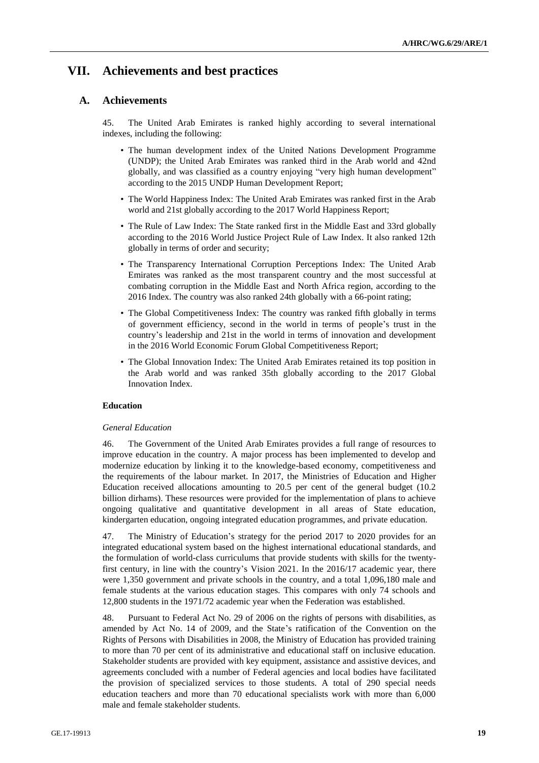# VII. Achievements and best practices

## A. Achievements

45. The United Arab Emirates is ranked highly according to several international indexes, including the following:

- The human development index of the United Nations Development Programme (UNDP); the United Arab Emirates was ranked third in the Arab world and 42nd globally, and was classified as a country enjoying "very high human development" according to the 2015 UNDP Human Development Report;
- The World Happiness Index: The United Arab Emirates was ranked first in the Arab world and 21st globally according to the 2017 World Happiness Report;
- The Rule of Law Index: The State ranked first in the Middle East and 33rd globally according to the 2016 World Justice Project Rule of Law Index. It also ranked 12th globally in terms of order and security;
- The Transparency International Corruption Perceptions Index: The United Arab Emirates was ranked as the most transparent country and the most successful at combating corruption in the Middle East and North Africa region, according to the 2016 Index. The country was also ranked 24th globally with a 66-point rating;
- The Global Competitiveness Index: The country was ranked fifth globally in terms of government efficiency, second in the world in terms of people's trust in the country's leadership and 21st in the world in terms of innovation and development in the 2016 World Economic Forum Global Competitiveness Report;
- The Global Innovation Index: The United Arab Emirates retained its top position in the Arab world and was ranked 35th globally according to the 2017 Global Innovation Index.

### Education

*General Education*

46. The Government of the United Arab Emirates provides a full range of resources to improve education in the country. A major process has been implemented to develop and modernize education by linking it to the knowledge-based economy, competitiveness and the requirements of the labour market. In 2017, the Ministries of Education and Higher Education received allocations amounting to 20.5 per cent of the general budget (10.2 billion dirhams). These resources were provided for the implementation of plans to achieve ongoing qualitative and quantitative development in all areas of State education, kindergarten education, ongoing integrated education programmes, and private education.

47. The Ministry of Education's strategy for the period 2017 to 2020 provides for an integrated educational system based on the highest international educational standards, and the formulation of world-class curriculums that provide students with skills for the twenty-first century, in line with the country's Vision 2021. In the 2016/17 academic year, there were 1,350 government and private schools in the country, and a total 1,096,180 male and female students at the various education stages. This compares with only 74 schools and 12,800 students in the 1971/72 academic year when the Federation was established.

48. Pursuant to Federal Act No. 29 of 2006 on the rights of persons with disabilities, as amended by Act No. 14 of 2009, and the State's ratification of the Convention on the Rights of Persons with Disabilities in 2008, the Ministry of Education has provided training to more than 70 per cent of its administrative and educational staff on inclusive education. Stakeholder students are provided with key equipment, assistance and assistive devices, and agreements concluded with a number of Federal agencies and local bodies have facilitated the provision of specialized services to those students. A total of 290 special needs education teachers and more than 70 educational specialists work with more than 6,000 male and female stakeholder students.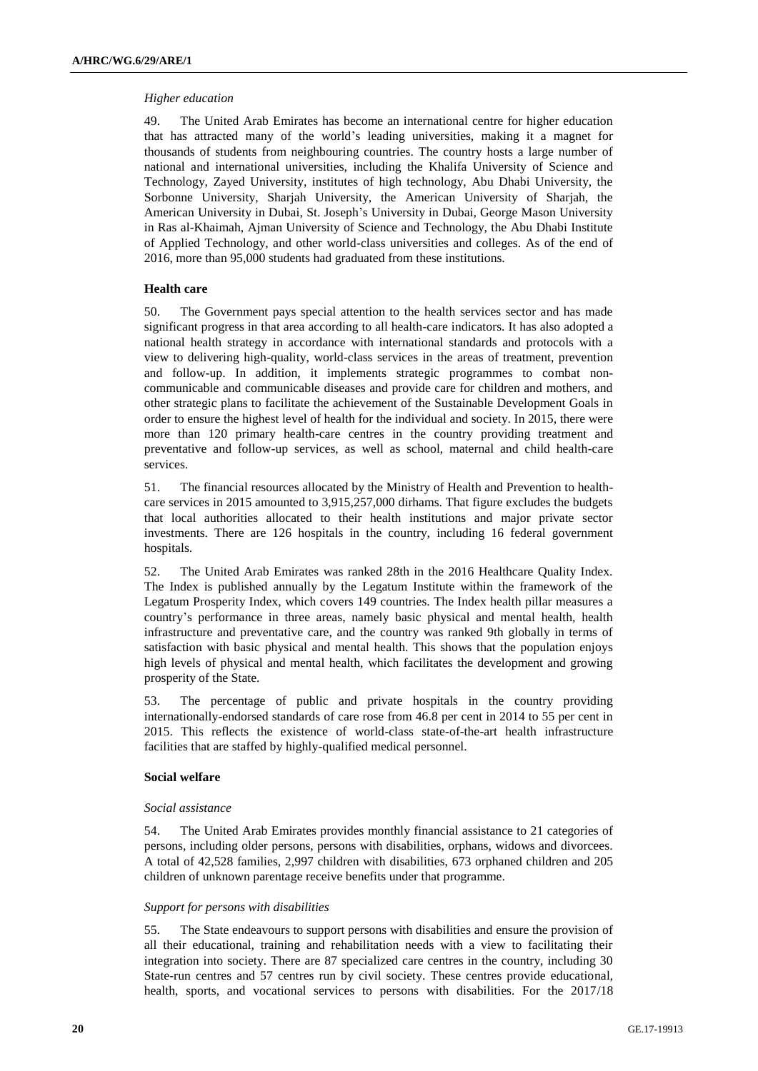*Higher education*

49. The United Arab Emirates has become an international centre for higher education that has attracted many of the world's leading universities, making it a magnet for thousands of students from neighbouring countries. The country hosts a large number of national and international universities, including the Khalifa University of Science and Technology, Zayed University, institutes of high technology, Abu Dhabi University, the Sorbonne University, Sharjah University, the American University of Sharjah, the American University in Dubai, St. Joseph's University in Dubai, George Mason University in Ras al-Khaimah, Ajman University of Science and Technology, the Abu Dhabi Institute of Applied Technology, and other world-class universities and colleges. As of the end of 2016, more than 95,000 students had graduated from these institutions.

**Health care**

50. The Government pays special attention to the health services sector and has made significant progress in that area according to all health-care indicators. It has also adopted a national health strategy in accordance with international standards and protocols with a view to delivering high-quality, world-class services in the areas of treatment, prevention and follow-up. In addition, it implements strategic programmes to combat non-communicable and communicable diseases and provide care for children and mothers, and other strategic plans to facilitate the achievement of the Sustainable Development Goals in order to ensure the highest level of health for the individual and society. In 2015, there were more than 120 primary health-care centres in the country providing treatment and preventative and follow-up services, as well as school, maternal and child health-care services.

51. The financial resources allocated by the Ministry of Health and Prevention to health-care services in 2015 amounted to 3,915,257,000 dirhams. That figure excludes the budgets that local authorities allocated to their health institutions and major private sector investments. There are 126 hospitals in the country, including 16 federal government hospitals.

52. The United Arab Emirates was ranked 28th in the 2016 Healthcare Quality Index. The Index is published annually by the Legatum Institute within the framework of the Legatum Prosperity Index, which covers 149 countries. The Index health pillar measures a country's performance in three areas, namely basic physical and mental health, health infrastructure and preventative care, and the country was ranked 9th globally in terms of satisfaction with basic physical and mental health. This shows that the population enjoys high levels of physical and mental health, which facilitates the development and growing prosperity of the State.

53. The percentage of public and private hospitals in the country providing internationally-endorsed standards of care rose from 46.8 per cent in 2014 to 55 per cent in 2015. This reflects the existence of world-class state-of-the-art health infrastructure facilities that are staffed by highly-qualified medical personnel.

**Social welfare**

*Social assistance*

54. The United Arab Emirates provides monthly financial assistance to 21 categories of persons, including older persons, persons with disabilities, orphans, widows and divorcees. A total of 42,528 families, 2,997 children with disabilities, 673 orphaned children and 205 children of unknown parentage receive benefits under that programme.

*Support for persons with disabilities*

55. The State endeavours to support persons with disabilities and ensure the provision of all their educational, training and rehabilitation needs with a view to facilitating their integration into society. There are 87 specialized care centres in the country, including 30 State-run centres and 57 centres run by civil society. These centres provide educational, health, sports, and vocational services to persons with disabilities. For the 2017/18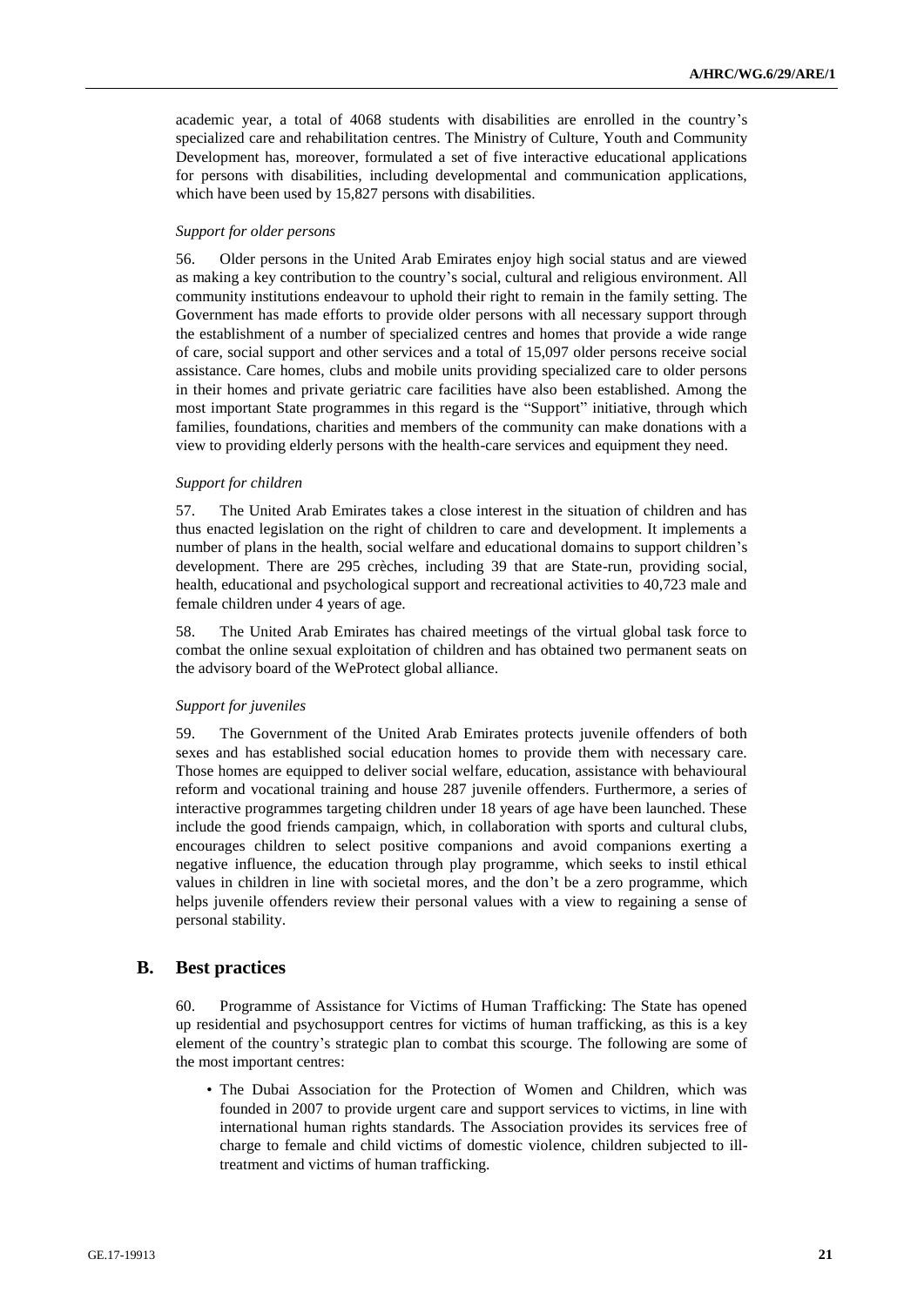academic year, a total of 4068 students with disabilities are enrolled in the country's specialized care and rehabilitation centres. The Ministry of Culture, Youth and Community Development has, moreover, formulated a set of five interactive educational applications for persons with disabilities, including developmental and communication applications, which have been used by 15,827 persons with disabilities.

*Support for older persons*

56. Older persons in the United Arab Emirates enjoy high social status and are viewed as making a key contribution to the country's social, cultural and religious environment. All community institutions endeavour to uphold their right to remain in the family setting. The Government has made efforts to provide older persons with all necessary support through the establishment of a number of specialized centres and homes that provide a wide range of care, social support and other services and a total of 15,097 older persons receive social assistance. Care homes, clubs and mobile units providing specialized care to older persons in their homes and private geriatric care facilities have also been established. Among the most important State programmes in this regard is the "Support" initiative, through which families, foundations, charities and members of the community can make donations with a view to providing elderly persons with the health-care services and equipment they need.

*Support for children*

57. The United Arab Emirates takes a close interest in the situation of children and has thus enacted legislation on the right of children to care and development. It implements a number of plans in the health, social welfare and educational domains to support children's development. There are 295 crèches, including 39 that are State-run, providing social, health, educational and psychological support and recreational activities to 40,723 male and female children under 4 years of age.

58. The United Arab Emirates has chaired meetings of the virtual global task force to combat the online sexual exploitation of children and has obtained two permanent seats on the advisory board of the WeProtect global alliance.

*Support for juveniles*

59. The Government of the United Arab Emirates protects juvenile offenders of both sexes and has established social education homes to provide them with necessary care. Those homes are equipped to deliver social welfare, education, assistance with behavioural reform and vocational training and house 287 juvenile offenders. Furthermore, a series of interactive programmes targeting children under 18 years of age have been launched. These include the good friends campaign, which, in collaboration with sports and cultural clubs, encourages children to select positive companions and avoid companions exerting a negative influence, the education through play programme, which seeks to instil ethical values in children in line with societal mores, and the don't be a zero programme, which helps juvenile offenders review their personal values with a view to regaining a sense of personal stability.

## B. Best practices

60. Programme of Assistance for Victims of Human Trafficking: The State has opened up residential and psychosupport centres for victims of human trafficking, as this is a key element of the country's strategic plan to combat this scourge. The following are some of the most important centres:

- The Dubai Association for the Protection of Women and Children, which was founded in 2007 to provide urgent care and support services to victims, in line with international human rights standards. The Association provides its services free of charge to female and child victims of domestic violence, children subjected to ill-treatment and victims of human trafficking.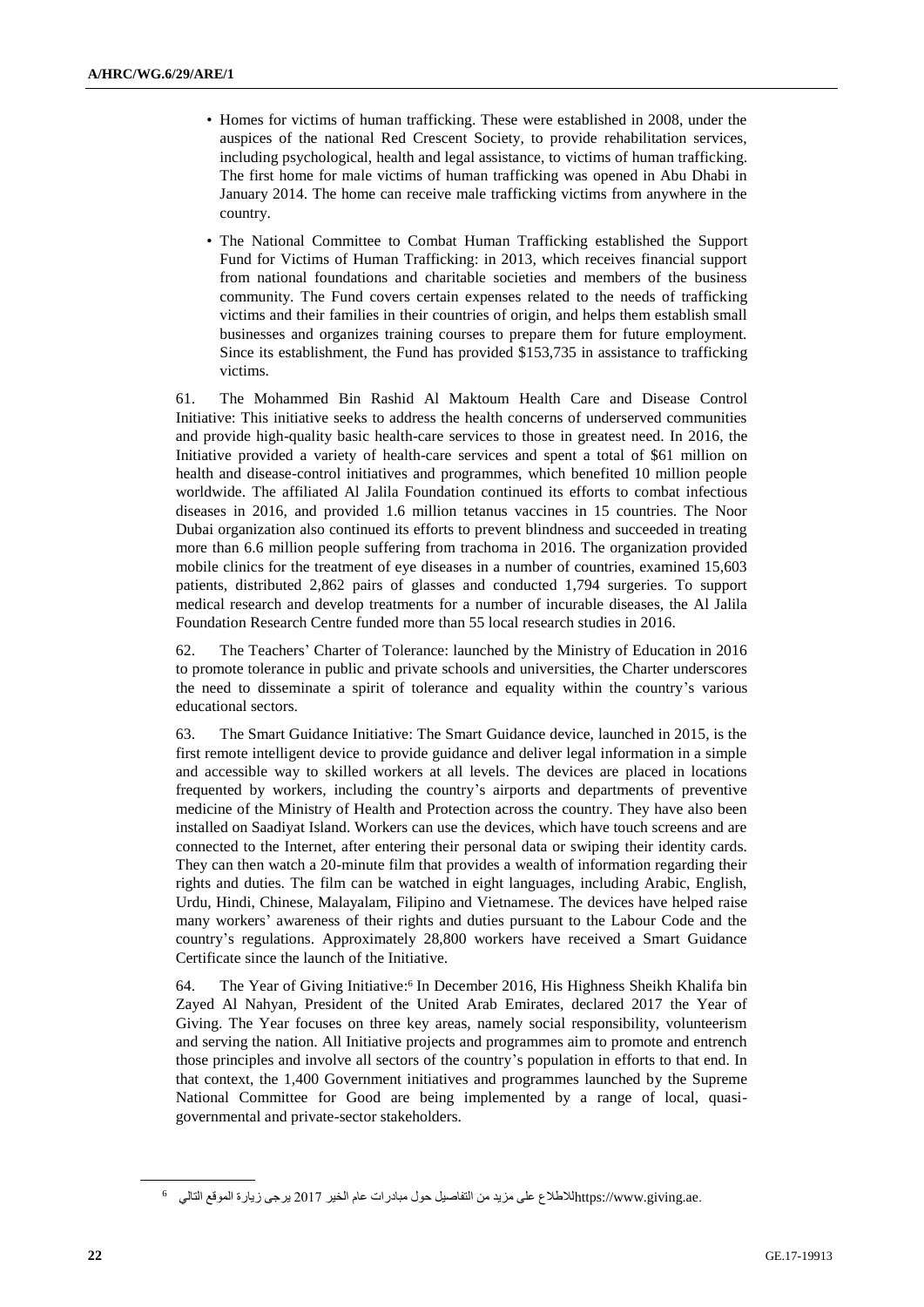- Homes for victims of human trafficking. These were established in 2008, under the auspices of the national Red Crescent Society, to provide rehabilitation services, including psychological, health and legal assistance, to victims of human trafficking. The first home for male victims of human trafficking was opened in Abu Dhabi in January 2014. The home can receive male trafficking victims from anywhere in the country.
- The National Committee to Combat Human Trafficking established the Support Fund for Victims of Human Trafficking: in 2013, which receives financial support from national foundations and charitable societies and members of the business community. The Fund covers certain expenses related to the needs of trafficking victims and their families in their countries of origin, and helps them establish small businesses and organizes training courses to prepare them for future employment. Since its establishment, the Fund has provided $153,735 in assistance to trafficking victims.

61. The Mohammed Bin Rashid Al Maktoum Health Care and Disease Control Initiative: This initiative seeks to address the health concerns of underserved communities and provide high-quality basic health-care services to those in greatest need. In 2016, the Initiative provided a variety of health-care services and spent a total of $61 million on health and disease-control initiatives and programmes, which benefited 10 million people worldwide. The affiliated Al Jalila Foundation continued its efforts to combat infectious diseases in 2016, and provided 1.6 million tetanus vaccines in 15 countries. The Noor Dubai organization also continued its efforts to prevent blindness and succeeded in treating more than 6.6 million people suffering from trachoma in 2016. The organization provided mobile clinics for the treatment of eye diseases in a number of countries, examined 15,603 patients, distributed 2,862 pairs of glasses and conducted 1,794 surgeries. To support medical research and develop treatments for a number of incurable diseases, the Al Jalila Foundation Research Centre funded more than 55 local research studies in 2016.

62. The Teachers' Charter of Tolerance: launched by the Ministry of Education in 2016 to promote tolerance in public and private schools and universities, the Charter underscores the need to disseminate a spirit of tolerance and equality within the country's various educational sectors.

63. The Smart Guidance Initiative: The Smart Guidance device, launched in 2015, is the first remote intelligent device to provide guidance and deliver legal information in a simple and accessible way to skilled workers at all levels. The devices are placed in locations frequented by workers, including the country's airports and departments of preventive medicine of the Ministry of Health and Protection across the country. They have also been installed on Saadiyat Island. Workers can use the devices, which have touch screens and are connected to the Internet, after entering their personal data or swiping their identity cards. They can then watch a 20-minute film that provides a wealth of information regarding their rights and duties. The film can be watched in eight languages, including Arabic, English, Urdu, Hindi, Chinese, Malayalam, Filipino and Vietnamese. The devices have helped raise many workers' awareness of their rights and duties pursuant to the Labour Code and the country's regulations. Approximately 28,800 workers have received a Smart Guidance Certificate since the launch of the Initiative.

64. The Year of Giving Initiative:[6] In December 2016, His Highness Sheikh Khalifa bin Zayed Al Nahyan, President of the United Arab Emirates, declared 2017 the Year of Giving. The Year focuses on three key areas, namely social responsibility, volunteerism and serving the nation. All Initiative projects and programmes aim to promote and entrench those principles and involve all sectors of the country's population in efforts to that end. In that context, the 1,400 Government initiatives and programmes launched by the Supreme National Committee for Good are being implemented by a range of local, quasi-governmental and private-sector stakeholders.

---

[6] للاطلاع على مزيد من التفاصيل حول مبادرات عام الخير 2017 يرجى زيارة الموقع التالي https://www.giving.ae.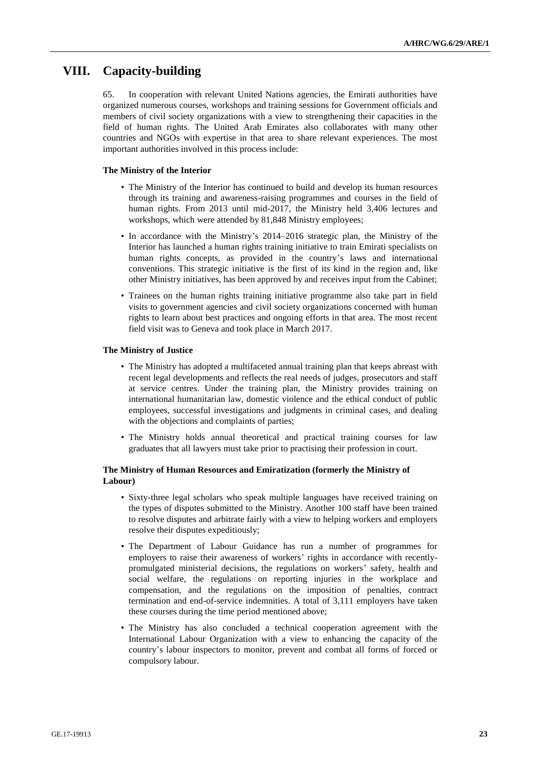# VIII. Capacity-building

65. In cooperation with relevant United Nations agencies, the Emirati authorities have organized numerous courses, workshops and training sessions for Government officials and members of civil society organizations with a view to strengthening their capacities in the field of human rights. The United Arab Emirates also collaborates with many other countries and NGOs with expertise in that area to share relevant experiences. The most important authorities involved in this process include:

**The Ministry of the Interior**

- The Ministry of the Interior has continued to build and develop its human resources through its training and awareness-raising programmes and courses in the field of human rights. From 2013 until mid-2017, the Ministry held 3,406 lectures and workshops, which were attended by 81,848 Ministry employees;
- In accordance with the Ministry's 2014–2016 strategic plan, the Ministry of the Interior has launched a human rights training initiative to train Emirati specialists on human rights concepts, as provided in the country's laws and international conventions. This strategic initiative is the first of its kind in the region and, like other Ministry initiatives, has been approved by and receives input from the Cabinet;
- Trainees on the human rights training initiative programme also take part in field visits to government agencies and civil society organizations concerned with human rights to learn about best practices and ongoing efforts in that area. The most recent field visit was to Geneva and took place in March 2017.

**The Ministry of Justice**

- The Ministry has adopted a multifaceted annual training plan that keeps abreast with recent legal developments and reflects the real needs of judges, prosecutors and staff at service centres. Under the training plan, the Ministry provides training on international humanitarian law, domestic violence and the ethical conduct of public employees, successful investigations and judgments in criminal cases, and dealing with the objections and complaints of parties;
- The Ministry holds annual theoretical and practical training courses for law graduates that all lawyers must take prior to practising their profession in court.

**The Ministry of Human Resources and Emiratization (formerly the Ministry of Labour)**

- Sixty-three legal scholars who speak multiple languages have received training on the types of disputes submitted to the Ministry. Another 100 staff have been trained to resolve disputes and arbitrate fairly with a view to helping workers and employers resolve their disputes expeditiously;
- The Department of Labour Guidance has run a number of programmes for employers to raise their awareness of workers' rights in accordance with recently-promulgated ministerial decisions, the regulations on workers' safety, health and social welfare, the regulations on reporting injuries in the workplace and compensation, and the regulations on the imposition of penalties, contract termination and end-of-service indemnities. A total of 3,111 employers have taken these courses during the time period mentioned above;
- The Ministry has also concluded a technical cooperation agreement with the International Labour Organization with a view to enhancing the capacity of the country's labour inspectors to monitor, prevent and combat all forms of forced or compulsory labour.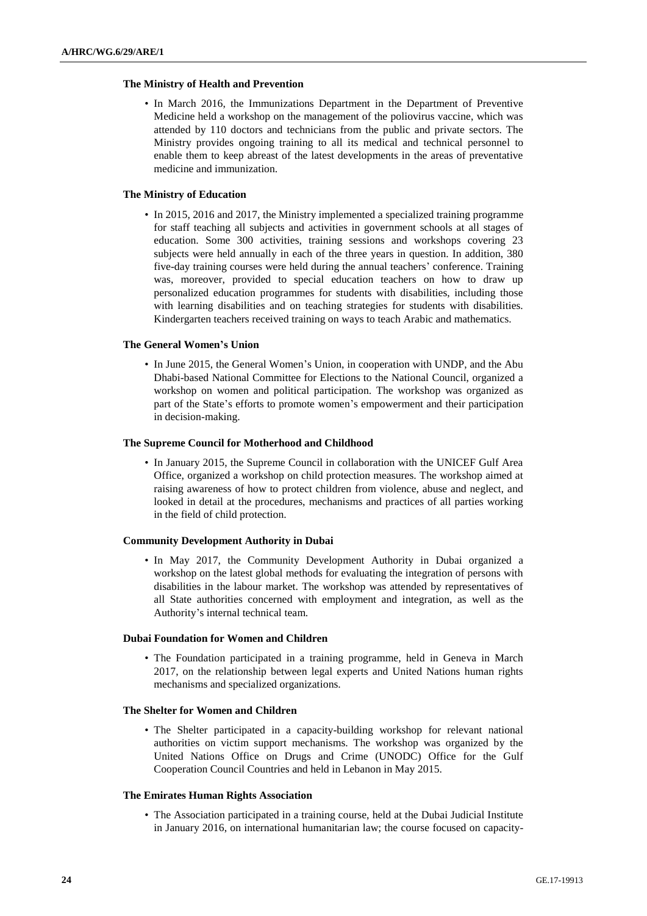#### The Ministry of Health and Prevention

- In March 2016, the Immunizations Department in the Department of Preventive Medicine held a workshop on the management of the poliovirus vaccine, which was attended by 110 doctors and technicians from the public and private sectors. The Ministry provides ongoing training to all its medical and technical personnel to enable them to keep abreast of the latest developments in the areas of preventative medicine and immunization.

#### The Ministry of Education

- In 2015, 2016 and 2017, the Ministry implemented a specialized training programme for staff teaching all subjects and activities in government schools at all stages of education. Some 300 activities, training sessions and workshops covering 23 subjects were held annually in each of the three years in question. In addition, 380 five-day training courses were held during the annual teachers' conference. Training was, moreover, provided to special education teachers on how to draw up personalized education programmes for students with disabilities, including those with learning disabilities and on teaching strategies for students with disabilities. Kindergarten teachers received training on ways to teach Arabic and mathematics.

#### The General Women's Union

- In June 2015, the General Women's Union, in cooperation with UNDP, and the Abu Dhabi-based National Committee for Elections to the National Council, organized a workshop on women and political participation. The workshop was organized as part of the State's efforts to promote women's empowerment and their participation in decision-making.

#### The Supreme Council for Motherhood and Childhood

- In January 2015, the Supreme Council in collaboration with the UNICEF Gulf Area Office, organized a workshop on child protection measures. The workshop aimed at raising awareness of how to protect children from violence, abuse and neglect, and looked in detail at the procedures, mechanisms and practices of all parties working in the field of child protection.

#### Community Development Authority in Dubai

- In May 2017, the Community Development Authority in Dubai organized a workshop on the latest global methods for evaluating the integration of persons with disabilities in the labour market. The workshop was attended by representatives of all State authorities concerned with employment and integration, as well as the Authority's internal technical team.

#### Dubai Foundation for Women and Children

- The Foundation participated in a training programme, held in Geneva in March 2017, on the relationship between legal experts and United Nations human rights mechanisms and specialized organizations.

#### The Shelter for Women and Children

- The Shelter participated in a capacity-building workshop for relevant national authorities on victim support mechanisms. The workshop was organized by the United Nations Office on Drugs and Crime (UNODC) Office for the Gulf Cooperation Council Countries and held in Lebanon in May 2015.

#### The Emirates Human Rights Association

- The Association participated in a training course, held at the Dubai Judicial Institute in January 2016, on international humanitarian law; the course focused on capacity-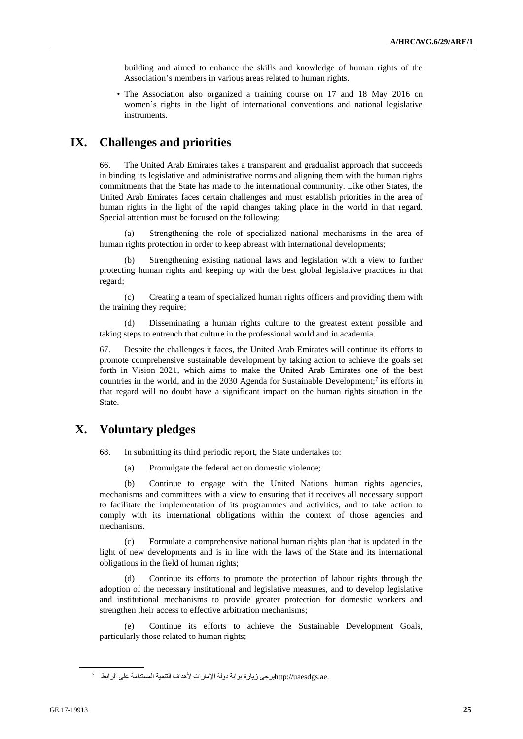building and aimed to enhance the skills and knowledge of human rights of the Association's members in various areas related to human rights.

- The Association also organized a training course on 17 and 18 May 2016 on women's rights in the light of international conventions and national legislative instruments.

## IX. Challenges and priorities

66. The United Arab Emirates takes a transparent and gradualist approach that succeeds in binding its legislative and administrative norms and aligning them with the human rights commitments that the State has made to the international community. Like other States, the United Arab Emirates faces certain challenges and must establish priorities in the area of human rights in the light of the rapid changes taking place in the world in that regard. Special attention must be focused on the following:

(a) Strengthening the role of specialized national mechanisms in the area of human rights protection in order to keep abreast with international developments;

(b) Strengthening existing national laws and legislation with a view to further protecting human rights and keeping up with the best global legislative practices in that regard;

(c) Creating a team of specialized human rights officers and providing them with the training they require;

(d) Disseminating a human rights culture to the greatest extent possible and taking steps to entrench that culture in the professional world and in academia.

67. Despite the challenges it faces, the United Arab Emirates will continue its efforts to promote comprehensive sustainable development by taking action to achieve the goals set forth in Vision 2021, which aims to make the United Arab Emirates one of the best countries in the world, and in the 2030 Agenda for Sustainable Development;[7] its efforts in that regard will no doubt have a significant impact on the human rights situation in the State.

## X. Voluntary pledges

68. In submitting its third periodic report, the State undertakes to:

(a) Promulgate the federal act on domestic violence;

(b) Continue to engage with the United Nations human rights agencies, mechanisms and committees with a view to ensuring that it receives all necessary support to facilitate the implementation of its programmes and activities, and to take action to comply with its international obligations within the context of those agencies and mechanisms.

(c) Formulate a comprehensive national human rights plan that is updated in the light of new developments and is in line with the laws of the State and its international obligations in the field of human rights;

(d) Continue its efforts to promote the protection of labour rights through the adoption of the necessary institutional and legislative measures, and to develop legislative and institutional mechanisms to provide greater protection for domestic workers and strengthen their access to effective arbitration mechanisms;

(e) Continue its efforts to achieve the Sustainable Development Goals, particularly those related to human rights;

---

[7] يرجى زيارة بوابة دولة الإمارات لأهداف التنمية المستدامة على الرابط http://uaesdgs.ae.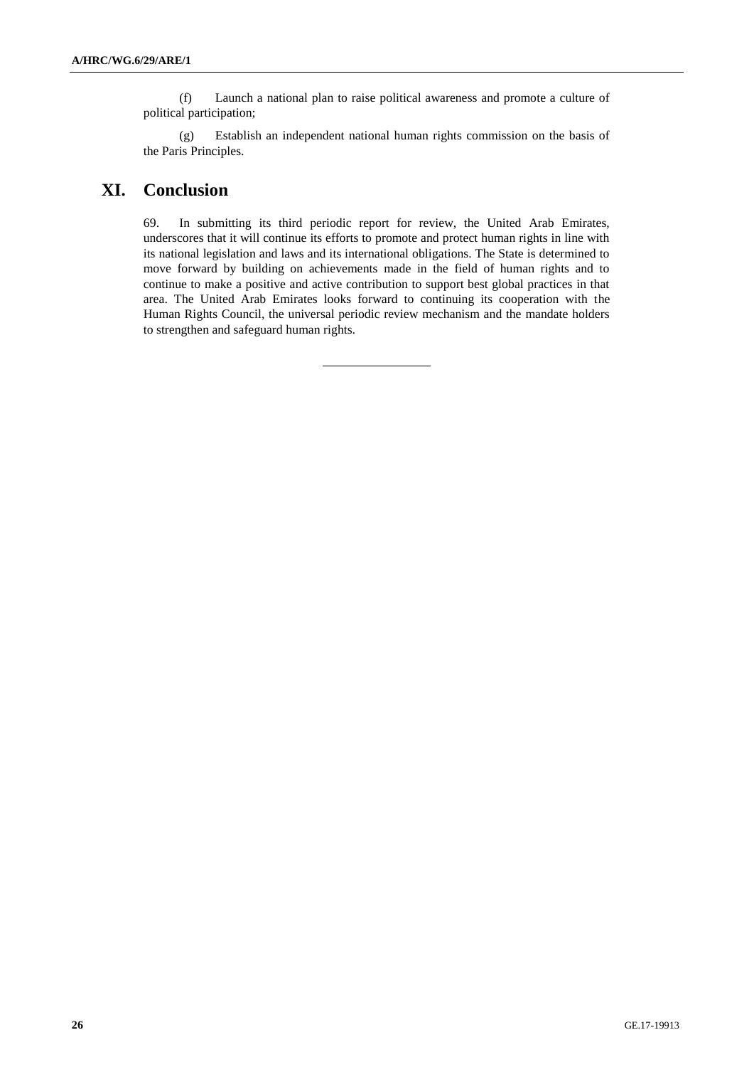(f) Launch a national plan to raise political awareness and promote a culture of political participation;

(g) Establish an independent national human rights commission on the basis of the Paris Principles.

# XI. Conclusion

69. In submitting its third periodic report for review, the United Arab Emirates, underscores that it will continue its efforts to promote and protect human rights in line with its national legislation and laws and its international obligations. The State is determined to move forward by building on achievements made in the field of human rights and to continue to make a positive and active contribution to support best global practices in that area. The United Arab Emirates looks forward to continuing its cooperation with the Human Rights Council, the universal periodic review mechanism and the mandate holders to strengthen and safeguard human rights.